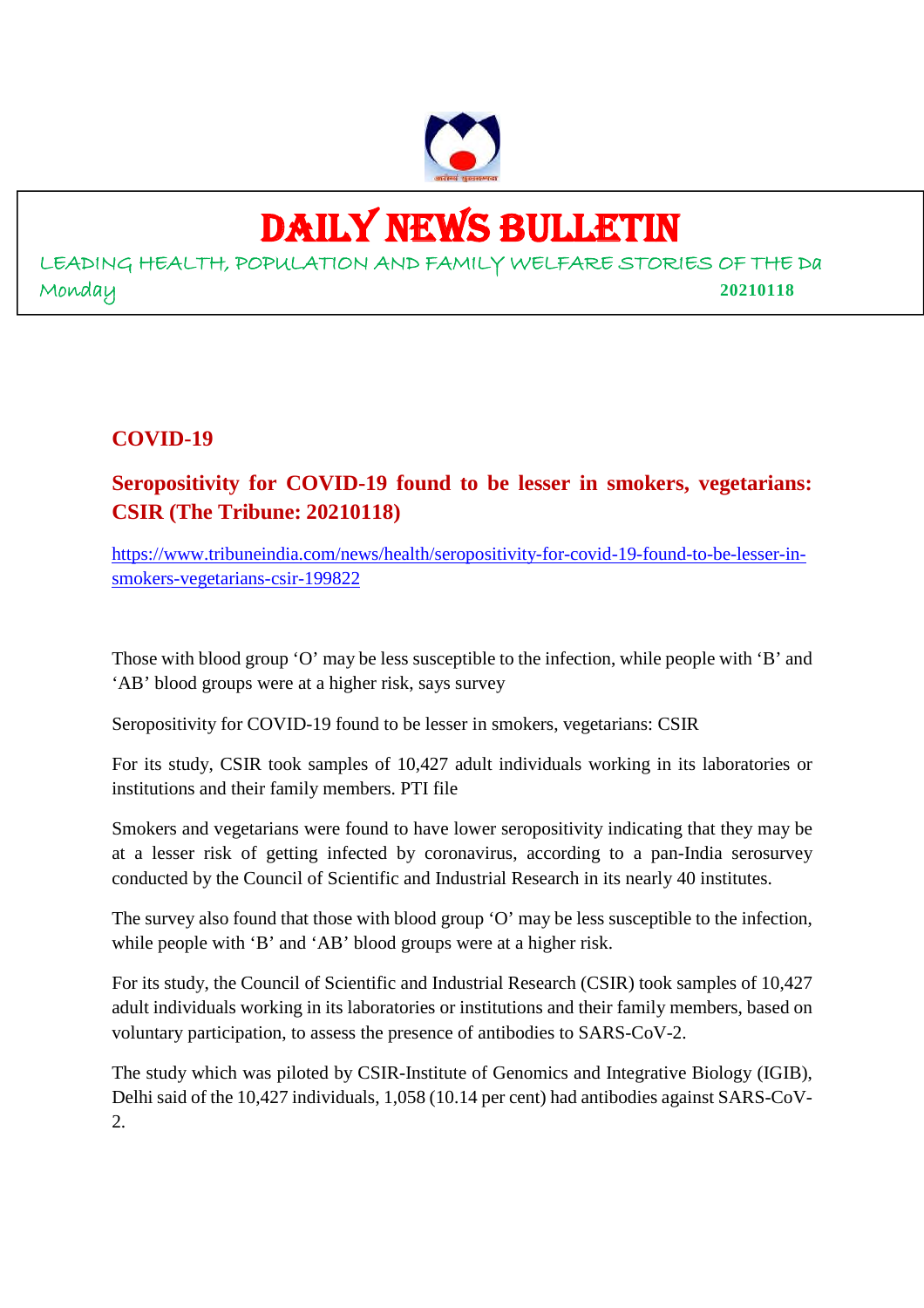# DAILY NEWS BULLETIN

LEADING HEALTH, POPULATION AND FAMILY WELFARE STORIES OF THE Da

Monday **20210118**

## COVID-19

### Seropositivity for COVID-19 found to be lesser in smokers, vegetarians: CSIR (The Tribune: 20210118)

https://www.tribuneindia.com/news/health/seropositivity-for-covid-19-found-to-be-lesser-in-smokers-vegetarians-csir-199822

Those with blood group 'O' may be less susceptible to the infection, while people with 'B' and 'AB' blood groups were at a higher risk, says survey

Seropositivity for COVID-19 found to be lesser in smokers, vegetarians: CSIR

For its study, CSIR took samples of 10,427 adult individuals working in its laboratories or institutions and their family members. PTI file

Smokers and vegetarians were found to have lower seropositivity indicating that they may be at a lesser risk of getting infected by coronavirus, according to a pan-India serosurvey conducted by the Council of Scientific and Industrial Research in its nearly 40 institutes.

The survey also found that those with blood group 'O' may be less susceptible to the infection, while people with 'B' and 'AB' blood groups were at a higher risk.

For its study, the Council of Scientific and Industrial Research (CSIR) took samples of 10,427 adult individuals working in its laboratories or institutions and their family members, based on voluntary participation, to assess the presence of antibodies to SARS-CoV-2.

The study which was piloted by CSIR-Institute of Genomics and Integrative Biology (IGIB), Delhi said of the 10,427 individuals, 1,058 (10.14 per cent) had antibodies against SARS-CoV-2.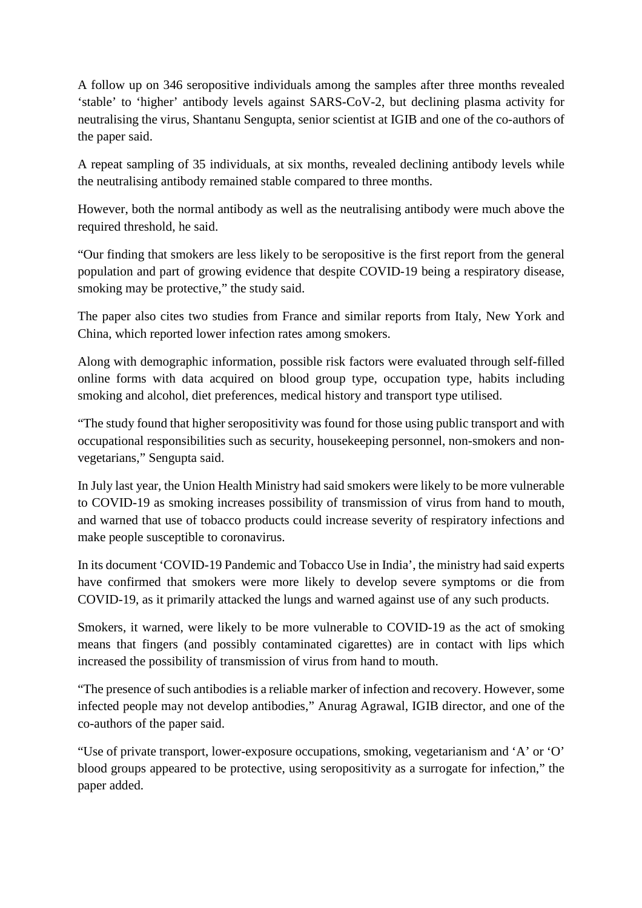A follow up on 346 seropositive individuals among the samples after three months revealed 'stable' to 'higher' antibody levels against SARS-CoV-2, but declining plasma activity for neutralising the virus, Shantanu Sengupta, senior scientist at IGIB and one of the co-authors of the paper said.

A repeat sampling of 35 individuals, at six months, revealed declining antibody levels while the neutralising antibody remained stable compared to three months.

However, both the normal antibody as well as the neutralising antibody were much above the required threshold, he said.

"Our finding that smokers are less likely to be seropositive is the first report from the general population and part of growing evidence that despite COVID-19 being a respiratory disease, smoking may be protective," the study said.

The paper also cites two studies from France and similar reports from Italy, New York and China, which reported lower infection rates among smokers.

Along with demographic information, possible risk factors were evaluated through self-filled online forms with data acquired on blood group type, occupation type, habits including smoking and alcohol, diet preferences, medical history and transport type utilised.

"The study found that higher seropositivity was found for those using public transport and with occupational responsibilities such as security, housekeeping personnel, non-smokers and non-vegetarians," Sengupta said.

In July last year, the Union Health Ministry had said smokers were likely to be more vulnerable to COVID-19 as smoking increases possibility of transmission of virus from hand to mouth, and warned that use of tobacco products could increase severity of respiratory infections and make people susceptible to coronavirus.

In its document 'COVID-19 Pandemic and Tobacco Use in India', the ministry had said experts have confirmed that smokers were more likely to develop severe symptoms or die from COVID-19, as it primarily attacked the lungs and warned against use of any such products.

Smokers, it warned, were likely to be more vulnerable to COVID-19 as the act of smoking means that fingers (and possibly contaminated cigarettes) are in contact with lips which increased the possibility of transmission of virus from hand to mouth.

"The presence of such antibodies is a reliable marker of infection and recovery. However, some infected people may not develop antibodies," Anurag Agrawal, IGIB director, and one of the co-authors of the paper said.

"Use of private transport, lower-exposure occupations, smoking, vegetarianism and 'A' or 'O' blood groups appeared to be protective, using seropositivity as a surrogate for infection," the paper added.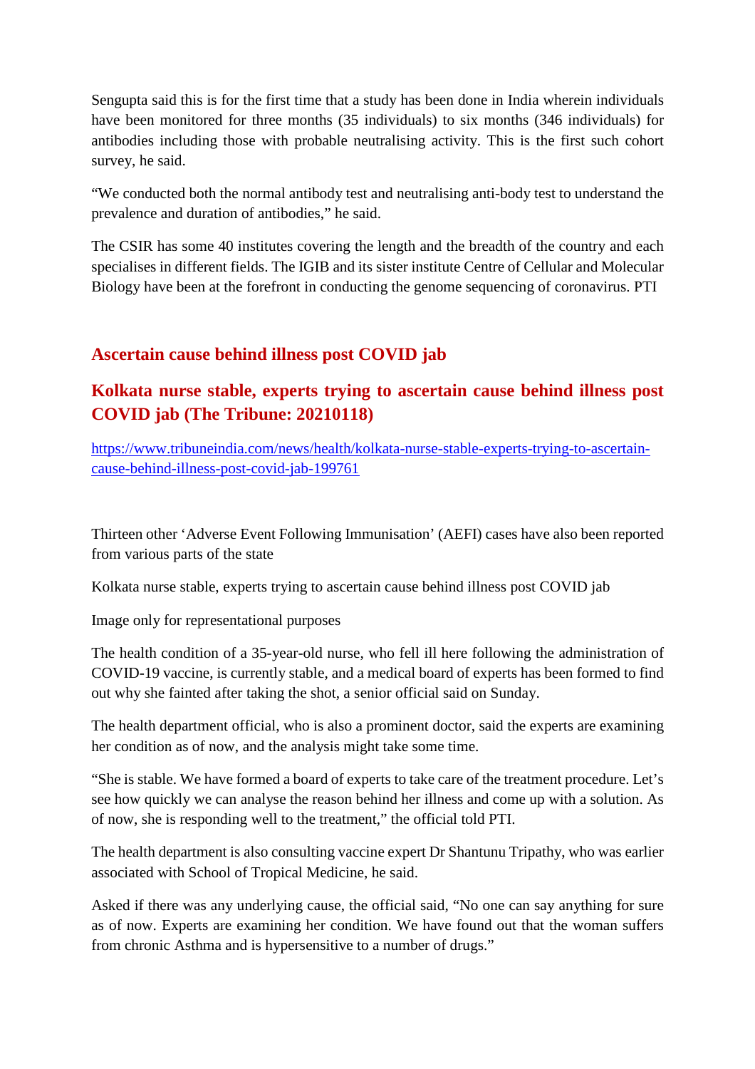Sengupta said this is for the first time that a study has been done in India wherein individuals have been monitored for three months (35 individuals) to six months (346 individuals) for antibodies including those with probable neutralising activity. This is the first such cohort survey, he said.

"We conducted both the normal antibody test and neutralising anti-body test to understand the prevalence and duration of antibodies," he said.

The CSIR has some 40 institutes covering the length and the breadth of the country and each specialises in different fields. The IGIB and its sister institute Centre of Cellular and Molecular Biology have been at the forefront in conducting the genome sequencing of coronavirus. PTI

## Ascertain cause behind illness post COVID jab

## Kolkata nurse stable, experts trying to ascertain cause behind illness post COVID jab (The Tribune: 20210118)

https://www.tribuneindia.com/news/health/kolkata-nurse-stable-experts-trying-to-ascertain-cause-behind-illness-post-covid-jab-199761

Thirteen other 'Adverse Event Following Immunisation' (AEFI) cases have also been reported from various parts of the state

Kolkata nurse stable, experts trying to ascertain cause behind illness post COVID jab

Image only for representational purposes

The health condition of a 35-year-old nurse, who fell ill here following the administration of COVID-19 vaccine, is currently stable, and a medical board of experts has been formed to find out why she fainted after taking the shot, a senior official said on Sunday.

The health department official, who is also a prominent doctor, said the experts are examining her condition as of now, and the analysis might take some time.

"She is stable. We have formed a board of experts to take care of the treatment procedure. Let's see how quickly we can analyse the reason behind her illness and come up with a solution. As of now, she is responding well to the treatment," the official told PTI.

The health department is also consulting vaccine expert Dr Shantunu Tripathy, who was earlier associated with School of Tropical Medicine, he said.

Asked if there was any underlying cause, the official said, "No one can say anything for sure as of now. Experts are examining her condition. We have found out that the woman suffers from chronic Asthma and is hypersensitive to a number of drugs."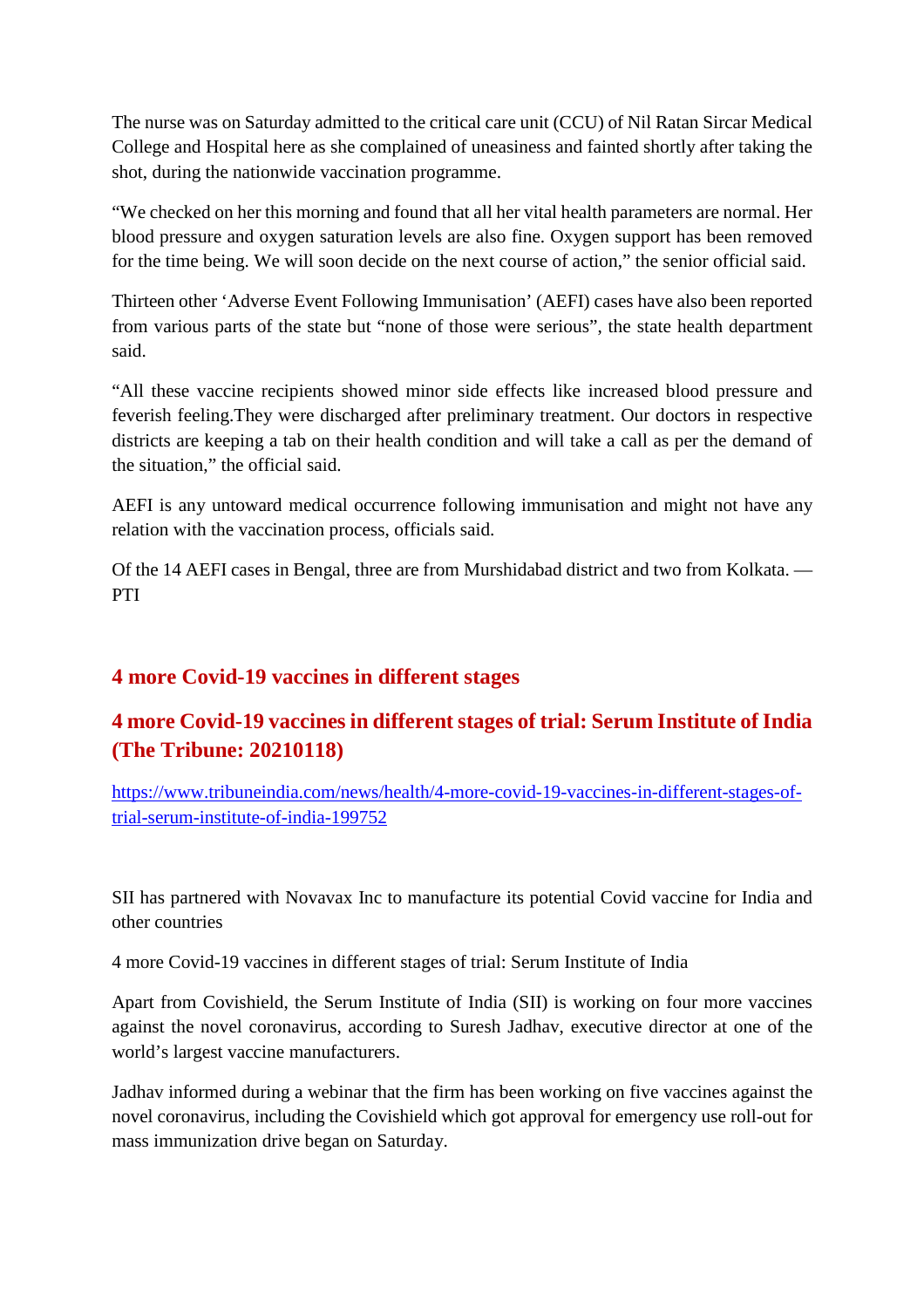The nurse was on Saturday admitted to the critical care unit (CCU) of Nil Ratan Sircar Medical College and Hospital here as she complained of uneasiness and fainted shortly after taking the shot, during the nationwide vaccination programme.

“We checked on her this morning and found that all her vital health parameters are normal. Her blood pressure and oxygen saturation levels are also fine. Oxygen support has been removed for the time being. We will soon decide on the next course of action,” the senior official said.

Thirteen other ‘Adverse Event Following Immunisation’ (AEFI) cases have also been reported from various parts of the state but “none of those were serious”, the state health department said.

“All these vaccine recipients showed minor side effects like increased blood pressure and feverish feeling.They were discharged after preliminary treatment. Our doctors in respective districts are keeping a tab on their health condition and will take a call as per the demand of the situation,” the official said.

AEFI is any untoward medical occurrence following immunisation and might not have any relation with the vaccination process, officials said.

Of the 14 AEFI cases in Bengal, three are from Murshidabad district and two from Kolkata. — PTI

## 4 more Covid-19 vaccines in different stages

## 4 more Covid-19 vaccines in different stages of trial: Serum Institute of India (The Tribune: 20210118)

https://www.tribuneindia.com/news/health/4-more-covid-19-vaccines-in-different-stages-of-trial-serum-institute-of-india-199752

SII has partnered with Novavax Inc to manufacture its potential Covid vaccine for India and other countries

4 more Covid-19 vaccines in different stages of trial: Serum Institute of India

Apart from Covishield, the Serum Institute of India (SII) is working on four more vaccines against the novel coronavirus, according to Suresh Jadhav, executive director at one of the world’s largest vaccine manufacturers.

Jadhav informed during a webinar that the firm has been working on five vaccines against the novel coronavirus, including the Covishield which got approval for emergency use roll-out for mass immunization drive began on Saturday.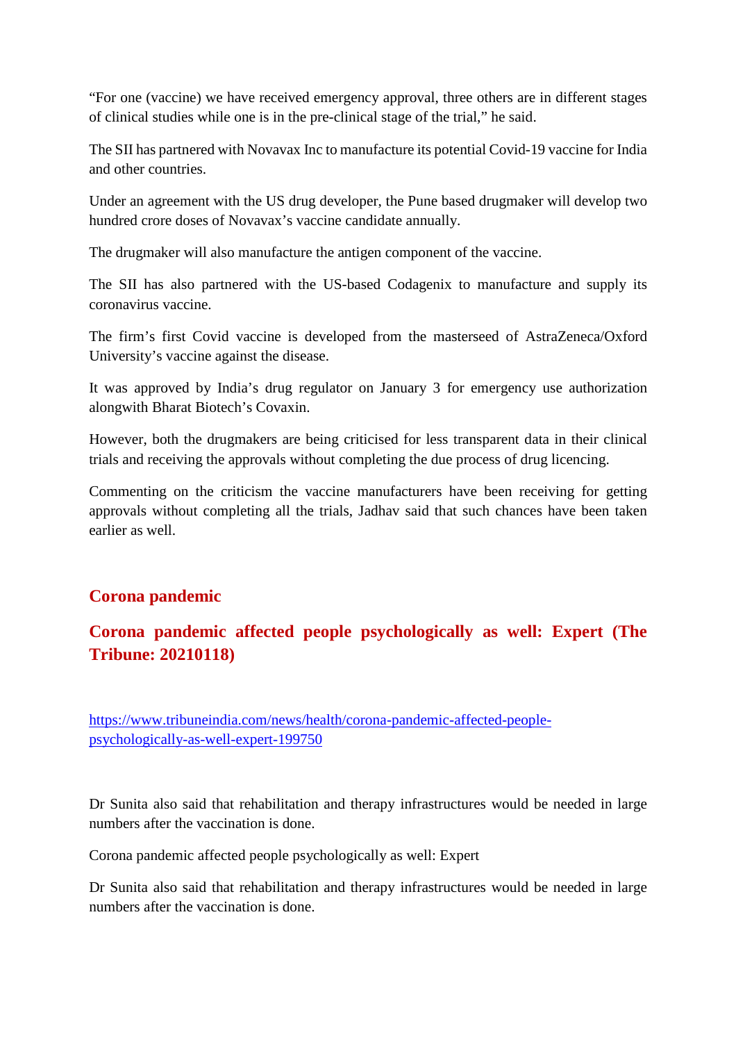"For one (vaccine) we have received emergency approval, three others are in different stages of clinical studies while one is in the pre-clinical stage of the trial," he said.

The SII has partnered with Novavax Inc to manufacture its potential Covid-19 vaccine for India and other countries.

Under an agreement with the US drug developer, the Pune based drugmaker will develop two hundred crore doses of Novavax's vaccine candidate annually.

The drugmaker will also manufacture the antigen component of the vaccine.

The SII has also partnered with the US-based Codagenix to manufacture and supply its coronavirus vaccine.

The firm's first Covid vaccine is developed from the masterseed of AstraZeneca/Oxford University's vaccine against the disease.

It was approved by India's drug regulator on January 3 for emergency use authorization alongwith Bharat Biotech's Covaxin.

However, both the drugmakers are being criticised for less transparent data in their clinical trials and receiving the approvals without completing the due process of drug licencing.

Commenting on the criticism the vaccine manufacturers have been receiving for getting approvals without completing all the trials, Jadhav said that such chances have been taken earlier as well.

## Corona pandemic

## Corona pandemic affected people psychologically as well: Expert (The Tribune: 20210118)

https://www.tribuneindia.com/news/health/corona-pandemic-affected-people-psychologically-as-well-expert-199750

Dr Sunita also said that rehabilitation and therapy infrastructures would be needed in large numbers after the vaccination is done.

Corona pandemic affected people psychologically as well: Expert

Dr Sunita also said that rehabilitation and therapy infrastructures would be needed in large numbers after the vaccination is done.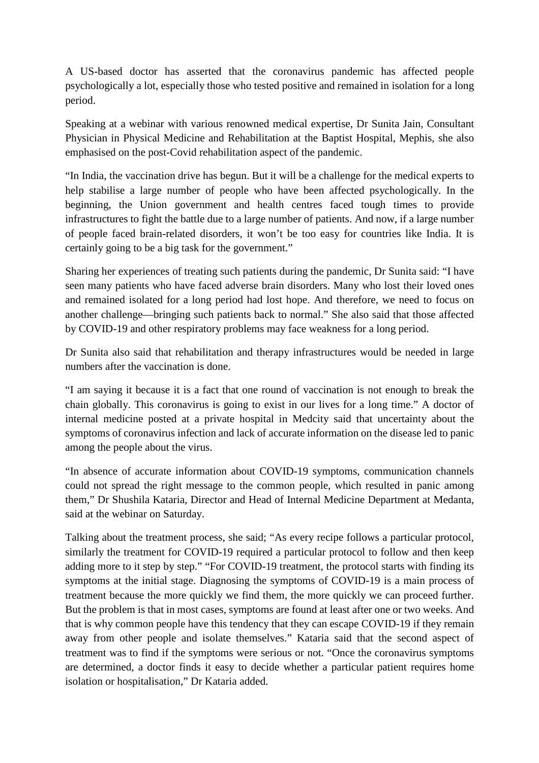A US-based doctor has asserted that the coronavirus pandemic has affected people psychologically a lot, especially those who tested positive and remained in isolation for a long period.

Speaking at a webinar with various renowned medical expertise, Dr Sunita Jain, Consultant Physician in Physical Medicine and Rehabilitation at the Baptist Hospital, Mephis, she also emphasised on the post-Covid rehabilitation aspect of the pandemic.

"In India, the vaccination drive has begun. But it will be a challenge for the medical experts to help stabilise a large number of people who have been affected psychologically. In the beginning, the Union government and health centres faced tough times to provide infrastructures to fight the battle due to a large number of patients. And now, if a large number of people faced brain-related disorders, it won't be too easy for countries like India. It is certainly going to be a big task for the government."

Sharing her experiences of treating such patients during the pandemic, Dr Sunita said: "I have seen many patients who have faced adverse brain disorders. Many who lost their loved ones and remained isolated for a long period had lost hope. And therefore, we need to focus on another challenge—bringing such patients back to normal." She also said that those affected by COVID-19 and other respiratory problems may face weakness for a long period.

Dr Sunita also said that rehabilitation and therapy infrastructures would be needed in large numbers after the vaccination is done.

"I am saying it because it is a fact that one round of vaccination is not enough to break the chain globally. This coronavirus is going to exist in our lives for a long time." A doctor of internal medicine posted at a private hospital in Medcity said that uncertainty about the symptoms of coronavirus infection and lack of accurate information on the disease led to panic among the people about the virus.

"In absence of accurate information about COVID-19 symptoms, communication channels could not spread the right message to the common people, which resulted in panic among them," Dr Shushila Kataria, Director and Head of Internal Medicine Department at Medanta, said at the webinar on Saturday.

Talking about the treatment process, she said; "As every recipe follows a particular protocol, similarly the treatment for COVID-19 required a particular protocol to follow and then keep adding more to it step by step." "For COVID-19 treatment, the protocol starts with finding its symptoms at the initial stage. Diagnosing the symptoms of COVID-19 is a main process of treatment because the more quickly we find them, the more quickly we can proceed further. But the problem is that in most cases, symptoms are found at least after one or two weeks. And that is why common people have this tendency that they can escape COVID-19 if they remain away from other people and isolate themselves." Kataria said that the second aspect of treatment was to find if the symptoms were serious or not. "Once the coronavirus symptoms are determined, a doctor finds it easy to decide whether a particular patient requires home isolation or hospitalisation," Dr Kataria added.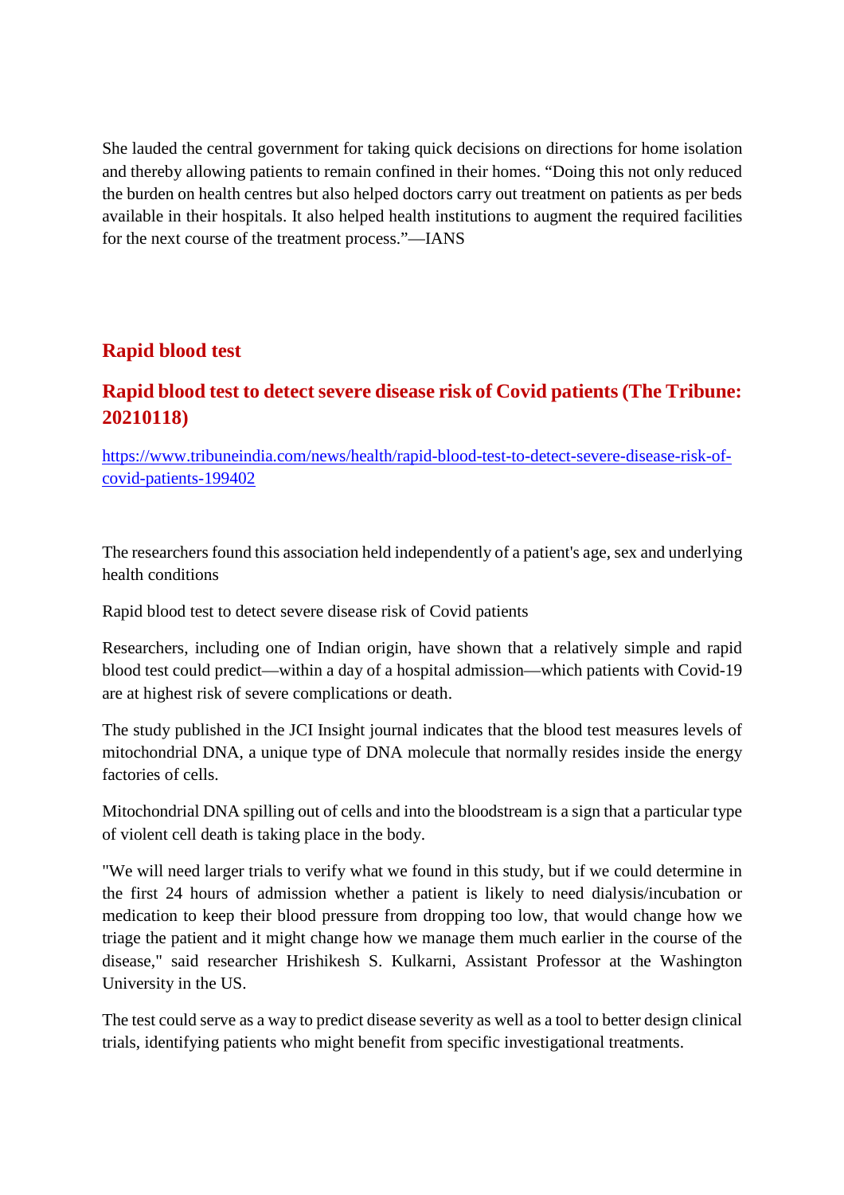She lauded the central government for taking quick decisions on directions for home isolation and thereby allowing patients to remain confined in their homes. “Doing this not only reduced the burden on health centres but also helped doctors carry out treatment on patients as per beds available in their hospitals. It also helped health institutions to augment the required facilities for the next course of the treatment process.”—IANS

## Rapid blood test

### Rapid blood test to detect severe disease risk of Covid patients (The Tribune: 20210118)

https://www.tribuneindia.com/news/health/rapid-blood-test-to-detect-severe-disease-risk-of-covid-patients-199402

The researchers found this association held independently of a patient's age, sex and underlying health conditions

Rapid blood test to detect severe disease risk of Covid patients

Researchers, including one of Indian origin, have shown that a relatively simple and rapid blood test could predict—within a day of a hospital admission—which patients with Covid-19 are at highest risk of severe complications or death.

The study published in the JCI Insight journal indicates that the blood test measures levels of mitochondrial DNA, a unique type of DNA molecule that normally resides inside the energy factories of cells.

Mitochondrial DNA spilling out of cells and into the bloodstream is a sign that a particular type of violent cell death is taking place in the body.

"We will need larger trials to verify what we found in this study, but if we could determine in the first 24 hours of admission whether a patient is likely to need dialysis/incubation or medication to keep their blood pressure from dropping too low, that would change how we triage the patient and it might change how we manage them much earlier in the course of the disease," said researcher Hrishikesh S. Kulkarni, Assistant Professor at the Washington University in the US.

The test could serve as a way to predict disease severity as well as a tool to better design clinical trials, identifying patients who might benefit from specific investigational treatments.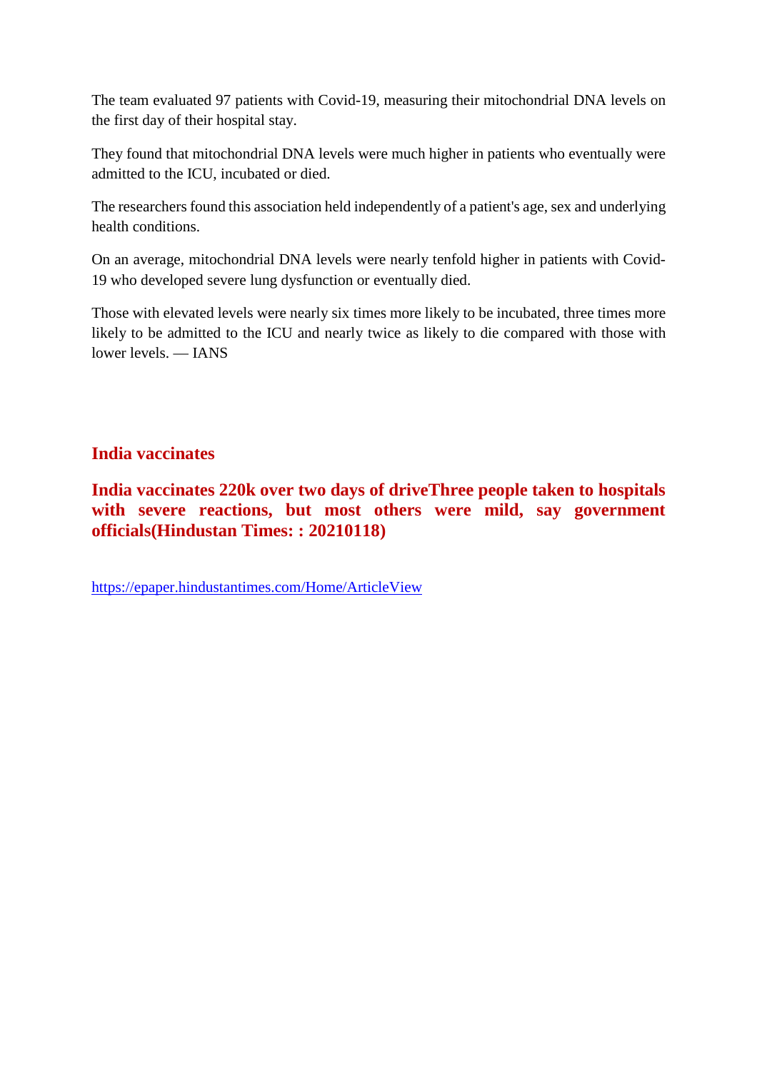The team evaluated 97 patients with Covid-19, measuring their mitochondrial DNA levels on the first day of their hospital stay.

They found that mitochondrial DNA levels were much higher in patients who eventually were admitted to the ICU, incubated or died.

The researchers found this association held independently of a patient's age, sex and underlying health conditions.

On an average, mitochondrial DNA levels were nearly tenfold higher in patients with Covid-19 who developed severe lung dysfunction or eventually died.

Those with elevated levels were nearly six times more likely to be incubated, three times more likely to be admitted to the ICU and nearly twice as likely to die compared with those with lower levels. — IANS

## India vaccinates

### India vaccinates 220k over two days of driveThree people taken to hospitals with severe reactions, but most others were mild, say government officials(Hindustan Times: : 20210118)

https://epaper.hindustantimes.com/Home/ArticleView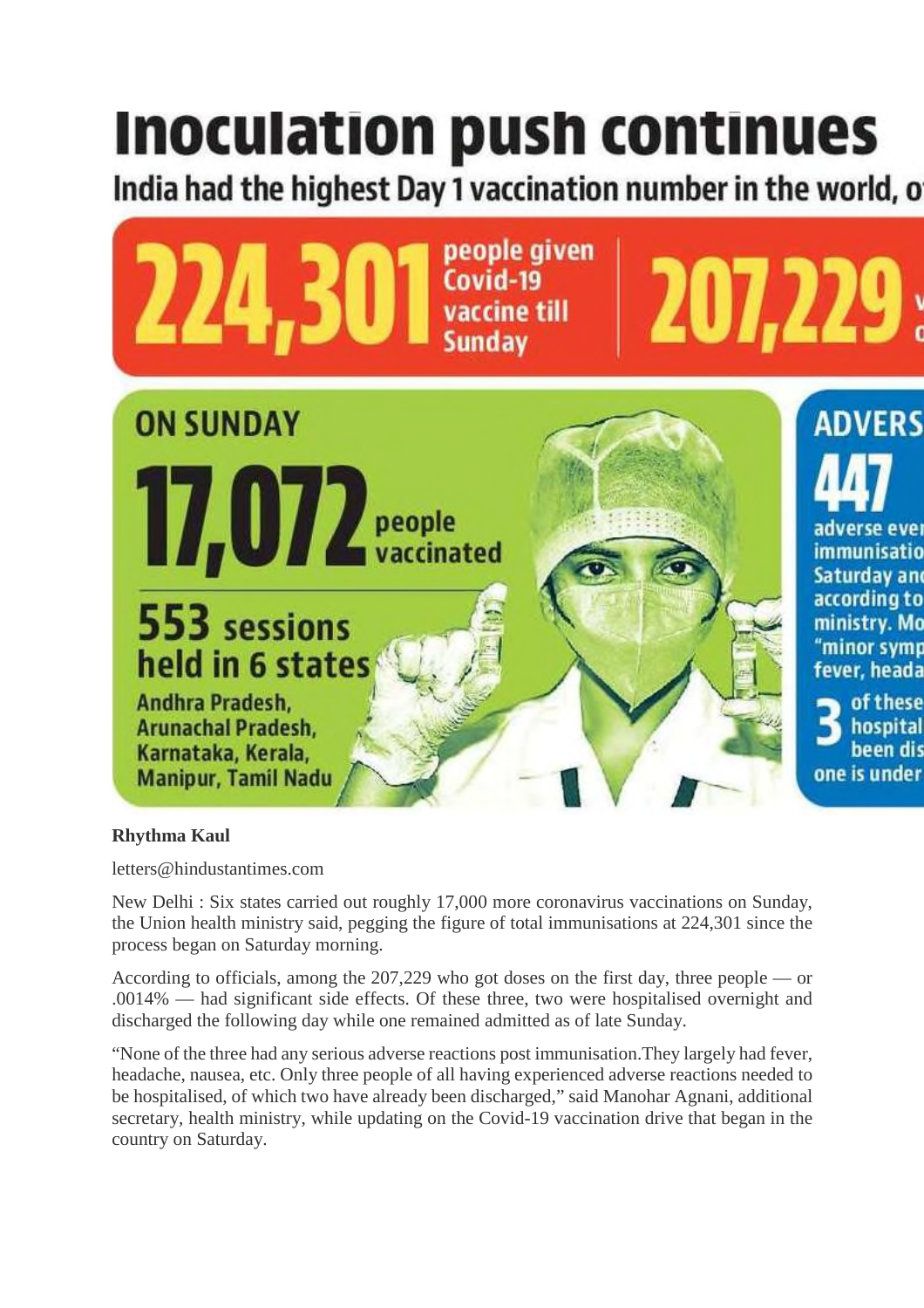# Inoculation push continues

India had the highest Day 1 vaccination number in the world, o

**224,301** people given Covid-19 vaccine till Sunday | **207,229** v c

**ON SUNDAY**

**17,072** people vaccinated

**553 sessions held in 6 states**

Andhra Pradesh, Arunachal Pradesh, Karnataka, Kerala, Manipur, Tamil Nadu

**ADVERS**

**447** adverse ever immunisatio Saturday and according to ministry. Mo "minor symp fever, heada

**3** of these hospital been dis one is under

**Rhythma Kaul**

letters@hindustantimes.com

New Delhi : Six states carried out roughly 17,000 more coronavirus vaccinations on Sunday, the Union health ministry said, pegging the figure of total immunisations at 224,301 since the process began on Saturday morning.

According to officials, among the 207,229 who got doses on the first day, three people — or .0014% — had significant side effects. Of these three, two were hospitalised overnight and discharged the following day while one remained admitted as of late Sunday.

"None of the three had any serious adverse reactions post immunisation.They largely had fever, headache, nausea, etc. Only three people of all having experienced adverse reactions needed to be hospitalised, of which two have already been discharged," said Manohar Agnani, additional secretary, health ministry, while updating on the Covid-19 vaccination drive that began in the country on Saturday.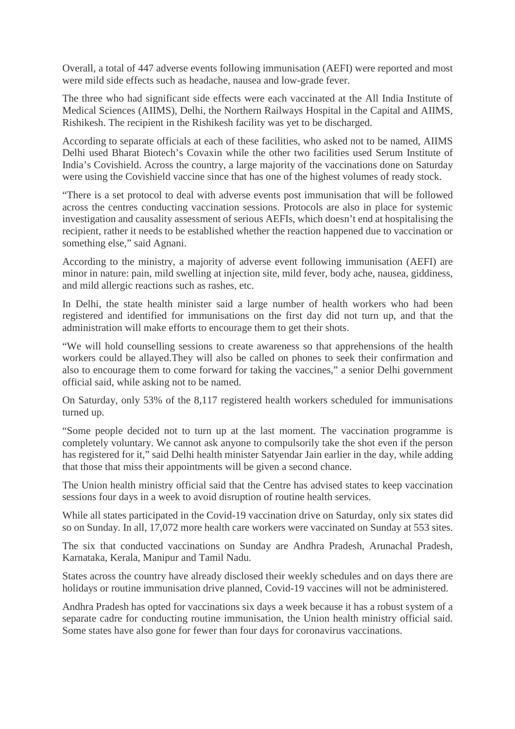Overall, a total of 447 adverse events following immunisation (AEFI) were reported and most were mild side effects such as headache, nausea and low-grade fever.

The three who had significant side effects were each vaccinated at the All India Institute of Medical Sciences (AIIMS), Delhi, the Northern Railways Hospital in the Capital and AIIMS, Rishikesh. The recipient in the Rishikesh facility was yet to be discharged.

According to separate officials at each of these facilities, who asked not to be named, AIIMS Delhi used Bharat Biotech's Covaxin while the other two facilities used Serum Institute of India's Covishield. Across the country, a large majority of the vaccinations done on Saturday were using the Covishield vaccine since that has one of the highest volumes of ready stock.

"There is a set protocol to deal with adverse events post immunisation that will be followed across the centres conducting vaccination sessions. Protocols are also in place for systemic investigation and causality assessment of serious AEFIs, which doesn't end at hospitalising the recipient, rather it needs to be established whether the reaction happened due to vaccination or something else," said Agnani.

According to the ministry, a majority of adverse event following immunisation (AEFI) are minor in nature: pain, mild swelling at injection site, mild fever, body ache, nausea, giddiness, and mild allergic reactions such as rashes, etc.

In Delhi, the state health minister said a large number of health workers who had been registered and identified for immunisations on the first day did not turn up, and that the administration will make efforts to encourage them to get their shots.

"We will hold counselling sessions to create awareness so that apprehensions of the health workers could be allayed.They will also be called on phones to seek their confirmation and also to encourage them to come forward for taking the vaccines," a senior Delhi government official said, while asking not to be named.

On Saturday, only 53% of the 8,117 registered health workers scheduled for immunisations turned up.

"Some people decided not to turn up at the last moment. The vaccination programme is completely voluntary. We cannot ask anyone to compulsorily take the shot even if the person has registered for it," said Delhi health minister Satyendar Jain earlier in the day, while adding that those that miss their appointments will be given a second chance.

The Union health ministry official said that the Centre has advised states to keep vaccination sessions four days in a week to avoid disruption of routine health services.

While all states participated in the Covid-19 vaccination drive on Saturday, only six states did so on Sunday. In all, 17,072 more health care workers were vaccinated on Sunday at 553 sites.

The six that conducted vaccinations on Sunday are Andhra Pradesh, Arunachal Pradesh, Karnataka, Kerala, Manipur and Tamil Nadu.

States across the country have already disclosed their weekly schedules and on days there are holidays or routine immunisation drive planned, Covid-19 vaccines will not be administered.

Andhra Pradesh has opted for vaccinations six days a week because it has a robust system of a separate cadre for conducting routine immunisation, the Union health ministry official said. Some states have also gone for fewer than four days for coronavirus vaccinations.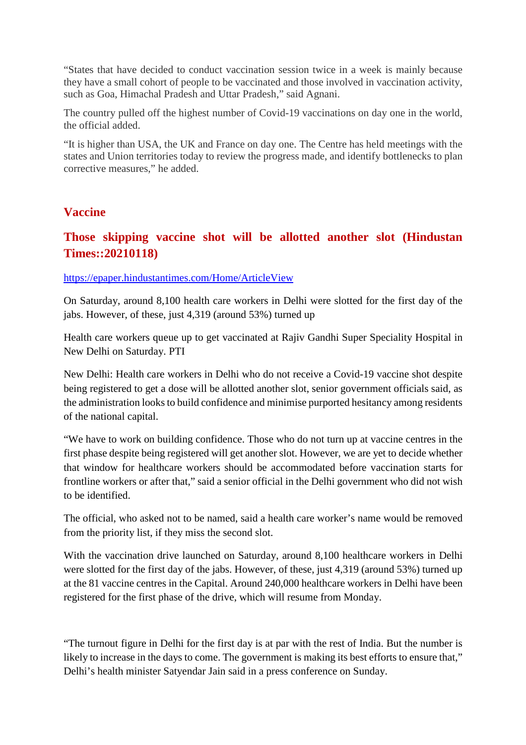"States that have decided to conduct vaccination session twice in a week is mainly because they have a small cohort of people to be vaccinated and those involved in vaccination activity, such as Goa, Himachal Pradesh and Uttar Pradesh," said Agnani.

The country pulled off the highest number of Covid-19 vaccinations on day one in the world, the official added.

"It is higher than USA, the UK and France on day one. The Centre has held meetings with the states and Union territories today to review the progress made, and identify bottlenecks to plan corrective measures," he added.

## Vaccine

### Those skipping vaccine shot will be allotted another slot (Hindustan Times::20210118)

https://epaper.hindustantimes.com/Home/ArticleView

On Saturday, around 8,100 health care workers in Delhi were slotted for the first day of the jabs. However, of these, just 4,319 (around 53%) turned up

Health care workers queue up to get vaccinated at Rajiv Gandhi Super Speciality Hospital in New Delhi on Saturday. PTI

New Delhi: Health care workers in Delhi who do not receive a Covid-19 vaccine shot despite being registered to get a dose will be allotted another slot, senior government officials said, as the administration looks to build confidence and minimise purported hesitancy among residents of the national capital.

"We have to work on building confidence. Those who do not turn up at vaccine centres in the first phase despite being registered will get another slot. However, we are yet to decide whether that window for healthcare workers should be accommodated before vaccination starts for frontline workers or after that," said a senior official in the Delhi government who did not wish to be identified.

The official, who asked not to be named, said a health care worker's name would be removed from the priority list, if they miss the second slot.

With the vaccination drive launched on Saturday, around 8,100 healthcare workers in Delhi were slotted for the first day of the jabs. However, of these, just 4,319 (around 53%) turned up at the 81 vaccine centres in the Capital. Around 240,000 healthcare workers in Delhi have been registered for the first phase of the drive, which will resume from Monday.

"The turnout figure in Delhi for the first day is at par with the rest of India. But the number is likely to increase in the days to come. The government is making its best efforts to ensure that," Delhi's health minister Satyendar Jain said in a press conference on Sunday.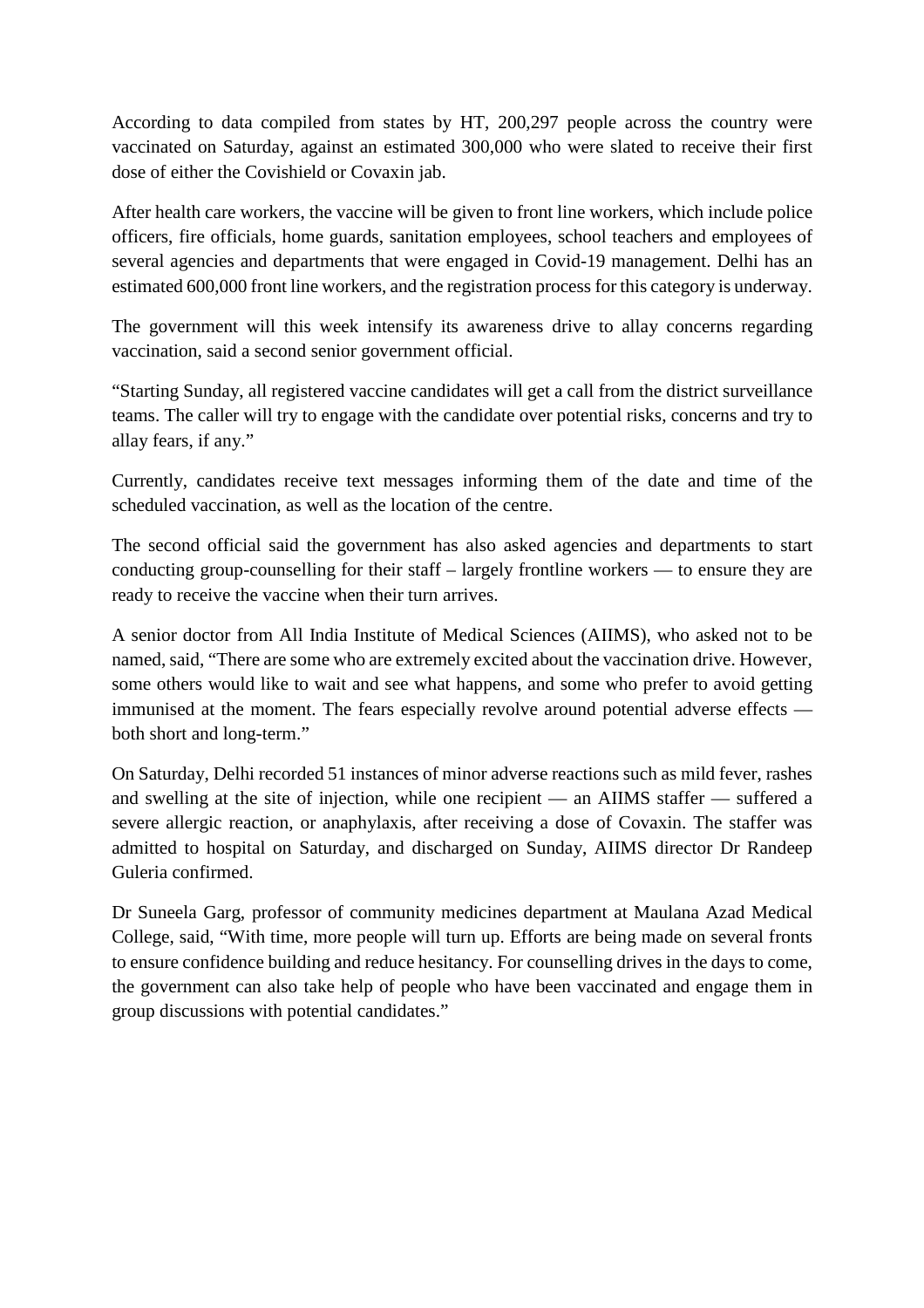According to data compiled from states by HT, 200,297 people across the country were vaccinated on Saturday, against an estimated 300,000 who were slated to receive their first dose of either the Covishield or Covaxin jab.

After health care workers, the vaccine will be given to front line workers, which include police officers, fire officials, home guards, sanitation employees, school teachers and employees of several agencies and departments that were engaged in Covid-19 management. Delhi has an estimated 600,000 front line workers, and the registration process for this category is underway.

The government will this week intensify its awareness drive to allay concerns regarding vaccination, said a second senior government official.

"Starting Sunday, all registered vaccine candidates will get a call from the district surveillance teams. The caller will try to engage with the candidate over potential risks, concerns and try to allay fears, if any."

Currently, candidates receive text messages informing them of the date and time of the scheduled vaccination, as well as the location of the centre.

The second official said the government has also asked agencies and departments to start conducting group-counselling for their staff – largely frontline workers — to ensure they are ready to receive the vaccine when their turn arrives.

A senior doctor from All India Institute of Medical Sciences (AIIMS), who asked not to be named, said, "There are some who are extremely excited about the vaccination drive. However, some others would like to wait and see what happens, and some who prefer to avoid getting immunised at the moment. The fears especially revolve around potential adverse effects — both short and long-term."

On Saturday, Delhi recorded 51 instances of minor adverse reactions such as mild fever, rashes and swelling at the site of injection, while one recipient — an AIIMS staffer — suffered a severe allergic reaction, or anaphylaxis, after receiving a dose of Covaxin. The staffer was admitted to hospital on Saturday, and discharged on Sunday, AIIMS director Dr Randeep Guleria confirmed.

Dr Suneela Garg, professor of community medicines department at Maulana Azad Medical College, said, "With time, more people will turn up. Efforts are being made on several fronts to ensure confidence building and reduce hesitancy. For counselling drives in the days to come, the government can also take help of people who have been vaccinated and engage them in group discussions with potential candidates."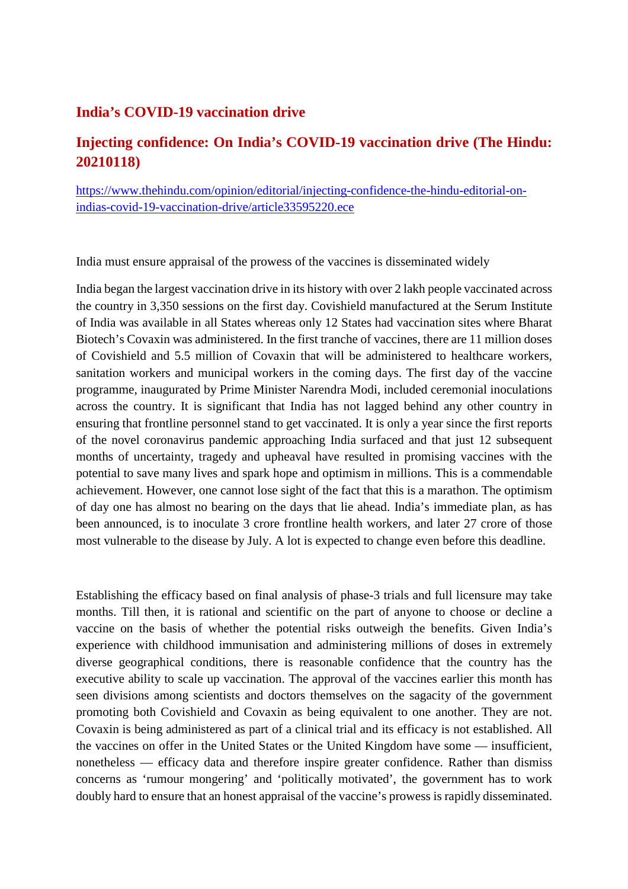## India's COVID-19 vaccination drive

### Injecting confidence: On India's COVID-19 vaccination drive (The Hindu: 20210118)

[https://www.thehindu.com/opinion/editorial/injecting-confidence-the-hindu-editorial-on-indias-covid-19-vaccination-drive/article33595220.ece](https://www.thehindu.com/opinion/editorial/injecting-confidence-the-hindu-editorial-on-indias-covid-19-vaccination-drive/article33595220.ece)

India must ensure appraisal of the prowess of the vaccines is disseminated widely

India began the largest vaccination drive in its history with over 2 lakh people vaccinated across the country in 3,350 sessions on the first day. Covishield manufactured at the Serum Institute of India was available in all States whereas only 12 States had vaccination sites where Bharat Biotech's Covaxin was administered. In the first tranche of vaccines, there are 11 million doses of Covishield and 5.5 million of Covaxin that will be administered to healthcare workers, sanitation workers and municipal workers in the coming days. The first day of the vaccine programme, inaugurated by Prime Minister Narendra Modi, included ceremonial inoculations across the country. It is significant that India has not lagged behind any other country in ensuring that frontline personnel stand to get vaccinated. It is only a year since the first reports of the novel coronavirus pandemic approaching India surfaced and that just 12 subsequent months of uncertainty, tragedy and upheaval have resulted in promising vaccines with the potential to save many lives and spark hope and optimism in millions. This is a commendable achievement. However, one cannot lose sight of the fact that this is a marathon. The optimism of day one has almost no bearing on the days that lie ahead. India's immediate plan, as has been announced, is to inoculate 3 crore frontline health workers, and later 27 crore of those most vulnerable to the disease by July. A lot is expected to change even before this deadline.

Establishing the efficacy based on final analysis of phase-3 trials and full licensure may take months. Till then, it is rational and scientific on the part of anyone to choose or decline a vaccine on the basis of whether the potential risks outweigh the benefits. Given India's experience with childhood immunisation and administering millions of doses in extremely diverse geographical conditions, there is reasonable confidence that the country has the executive ability to scale up vaccination. The approval of the vaccines earlier this month has seen divisions among scientists and doctors themselves on the sagacity of the government promoting both Covishield and Covaxin as being equivalent to one another. They are not. Covaxin is being administered as part of a clinical trial and its efficacy is not established. All the vaccines on offer in the United States or the United Kingdom have some — insufficient, nonetheless — efficacy data and therefore inspire greater confidence. Rather than dismiss concerns as 'rumour mongering' and 'politically motivated', the government has to work doubly hard to ensure that an honest appraisal of the vaccine's prowess is rapidly disseminated.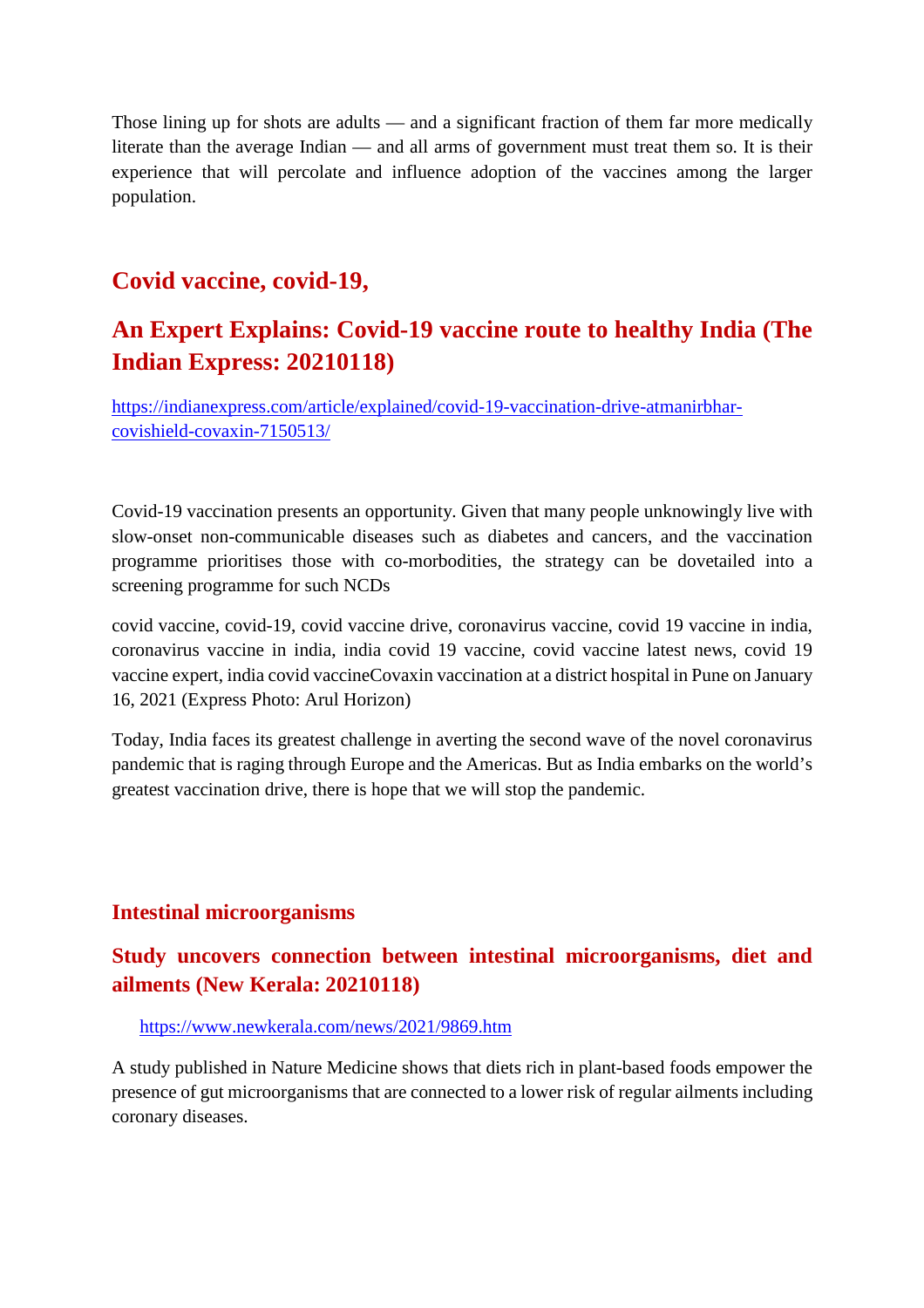Those lining up for shots are adults — and a significant fraction of them far more medically literate than the average Indian — and all arms of government must treat them so. It is their experience that will percolate and influence adoption of the vaccines among the larger population.

## Covid vaccine, covid-19,

## An Expert Explains: Covid-19 vaccine route to healthy India (The Indian Express: 20210118)

https://indianexpress.com/article/explained/covid-19-vaccination-drive-atmanirbhar-covishield-covaxin-7150513/

Covid-19 vaccination presents an opportunity. Given that many people unknowingly live with slow-onset non-communicable diseases such as diabetes and cancers, and the vaccination programme prioritises those with co-morbodities, the strategy can be dovetailed into a screening programme for such NCDs

covid vaccine, covid-19, covid vaccine drive, coronavirus vaccine, covid 19 vaccine in india, coronavirus vaccine in india, india covid 19 vaccine, covid vaccine latest news, covid 19 vaccine expert, india covid vaccineCovaxin vaccination at a district hospital in Pune on January 16, 2021 (Express Photo: Arul Horizon)

Today, India faces its greatest challenge in averting the second wave of the novel coronavirus pandemic that is raging through Europe and the Americas. But as India embarks on the world's greatest vaccination drive, there is hope that we will stop the pandemic.

### Intestinal microorganisms

### Study uncovers connection between intestinal microorganisms, diet and ailments (New Kerala: 20210118)

https://www.newkerala.com/news/2021/9869.htm

A study published in Nature Medicine shows that diets rich in plant-based foods empower the presence of gut microorganisms that are connected to a lower risk of regular ailments including coronary diseases.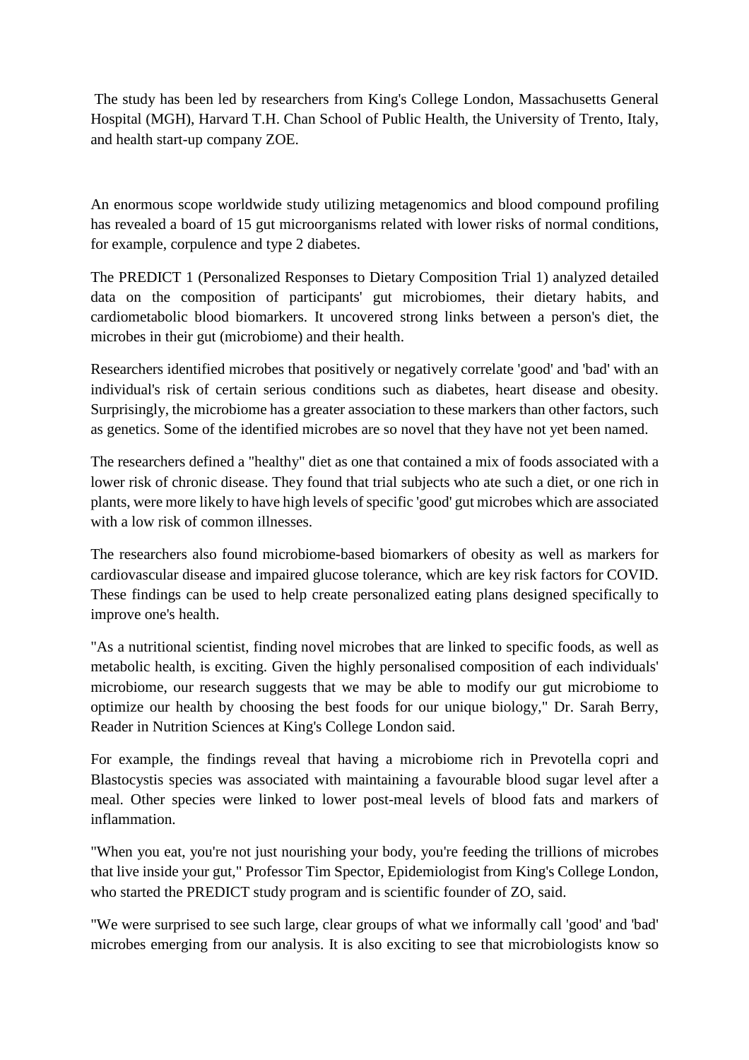The study has been led by researchers from King's College London, Massachusetts General Hospital (MGH), Harvard T.H. Chan School of Public Health, the University of Trento, Italy, and health start-up company ZOE.

An enormous scope worldwide study utilizing metagenomics and blood compound profiling has revealed a board of 15 gut microorganisms related with lower risks of normal conditions, for example, corpulence and type 2 diabetes.

The PREDICT 1 (Personalized Responses to Dietary Composition Trial 1) analyzed detailed data on the composition of participants' gut microbiomes, their dietary habits, and cardiometabolic blood biomarkers. It uncovered strong links between a person's diet, the microbes in their gut (microbiome) and their health.

Researchers identified microbes that positively or negatively correlate 'good' and 'bad' with an individual's risk of certain serious conditions such as diabetes, heart disease and obesity. Surprisingly, the microbiome has a greater association to these markers than other factors, such as genetics. Some of the identified microbes are so novel that they have not yet been named.

The researchers defined a "healthy" diet as one that contained a mix of foods associated with a lower risk of chronic disease. They found that trial subjects who ate such a diet, or one rich in plants, were more likely to have high levels of specific 'good' gut microbes which are associated with a low risk of common illnesses.

The researchers also found microbiome-based biomarkers of obesity as well as markers for cardiovascular disease and impaired glucose tolerance, which are key risk factors for COVID. These findings can be used to help create personalized eating plans designed specifically to improve one's health.

"As a nutritional scientist, finding novel microbes that are linked to specific foods, as well as metabolic health, is exciting. Given the highly personalised composition of each individuals' microbiome, our research suggests that we may be able to modify our gut microbiome to optimize our health by choosing the best foods for our unique biology," Dr. Sarah Berry, Reader in Nutrition Sciences at King's College London said.

For example, the findings reveal that having a microbiome rich in Prevotella copri and Blastocystis species was associated with maintaining a favourable blood sugar level after a meal. Other species were linked to lower post-meal levels of blood fats and markers of inflammation.

"When you eat, you're not just nourishing your body, you're feeding the trillions of microbes that live inside your gut," Professor Tim Spector, Epidemiologist from King's College London, who started the PREDICT study program and is scientific founder of ZO, said.

"We were surprised to see such large, clear groups of what we informally call 'good' and 'bad' microbes emerging from our analysis. It is also exciting to see that microbiologists know so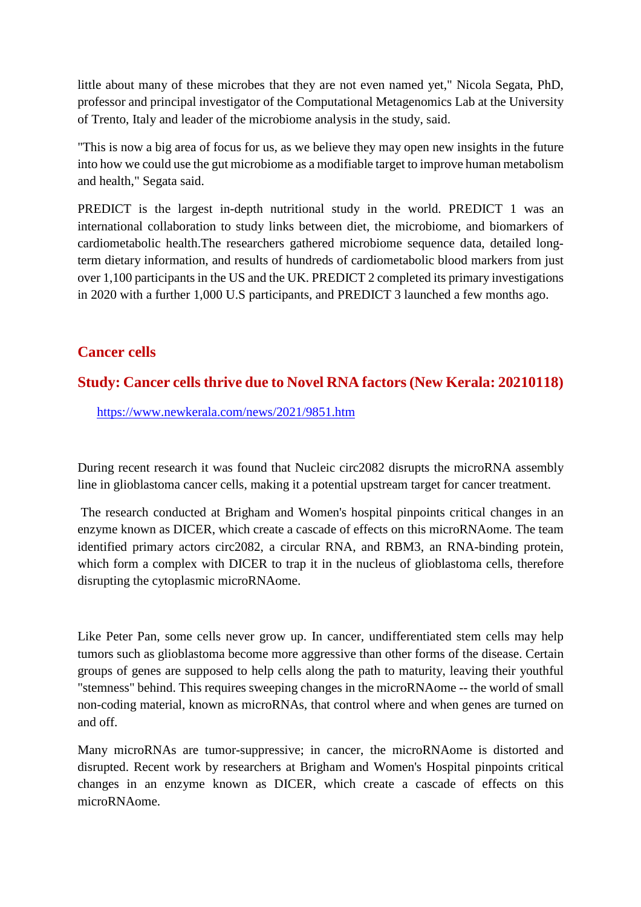little about many of these microbes that they are not even named yet," Nicola Segata, PhD, professor and principal investigator of the Computational Metagenomics Lab at the University of Trento, Italy and leader of the microbiome analysis in the study, said.

"This is now a big area of focus for us, as we believe they may open new insights in the future into how we could use the gut microbiome as a modifiable target to improve human metabolism and health," Segata said.

PREDICT is the largest in-depth nutritional study in the world. PREDICT 1 was an international collaboration to study links between diet, the microbiome, and biomarkers of cardiometabolic health.The researchers gathered microbiome sequence data, detailed long-term dietary information, and results of hundreds of cardiometabolic blood markers from just over 1,100 participants in the US and the UK. PREDICT 2 completed its primary investigations in 2020 with a further 1,000 U.S participants, and PREDICT 3 launched a few months ago.

## Cancer cells

### Study: Cancer cells thrive due to Novel RNA factors (New Kerala: 20210118)

https://www.newkerala.com/news/2021/9851.htm

During recent research it was found that Nucleic circ2082 disrupts the microRNA assembly line in glioblastoma cancer cells, making it a potential upstream target for cancer treatment.

The research conducted at Brigham and Women's hospital pinpoints critical changes in an enzyme known as DICER, which create a cascade of effects on this microRNAome. The team identified primary actors circ2082, a circular RNA, and RBM3, an RNA-binding protein, which form a complex with DICER to trap it in the nucleus of glioblastoma cells, therefore disrupting the cytoplasmic microRNAome.

Like Peter Pan, some cells never grow up. In cancer, undifferentiated stem cells may help tumors such as glioblastoma become more aggressive than other forms of the disease. Certain groups of genes are supposed to help cells along the path to maturity, leaving their youthful "stemness" behind. This requires sweeping changes in the microRNAome -- the world of small non-coding material, known as microRNAs, that control where and when genes are turned on and off.

Many microRNAs are tumor-suppressive; in cancer, the microRNAome is distorted and disrupted. Recent work by researchers at Brigham and Women's Hospital pinpoints critical changes in an enzyme known as DICER, which create a cascade of effects on this microRNAome.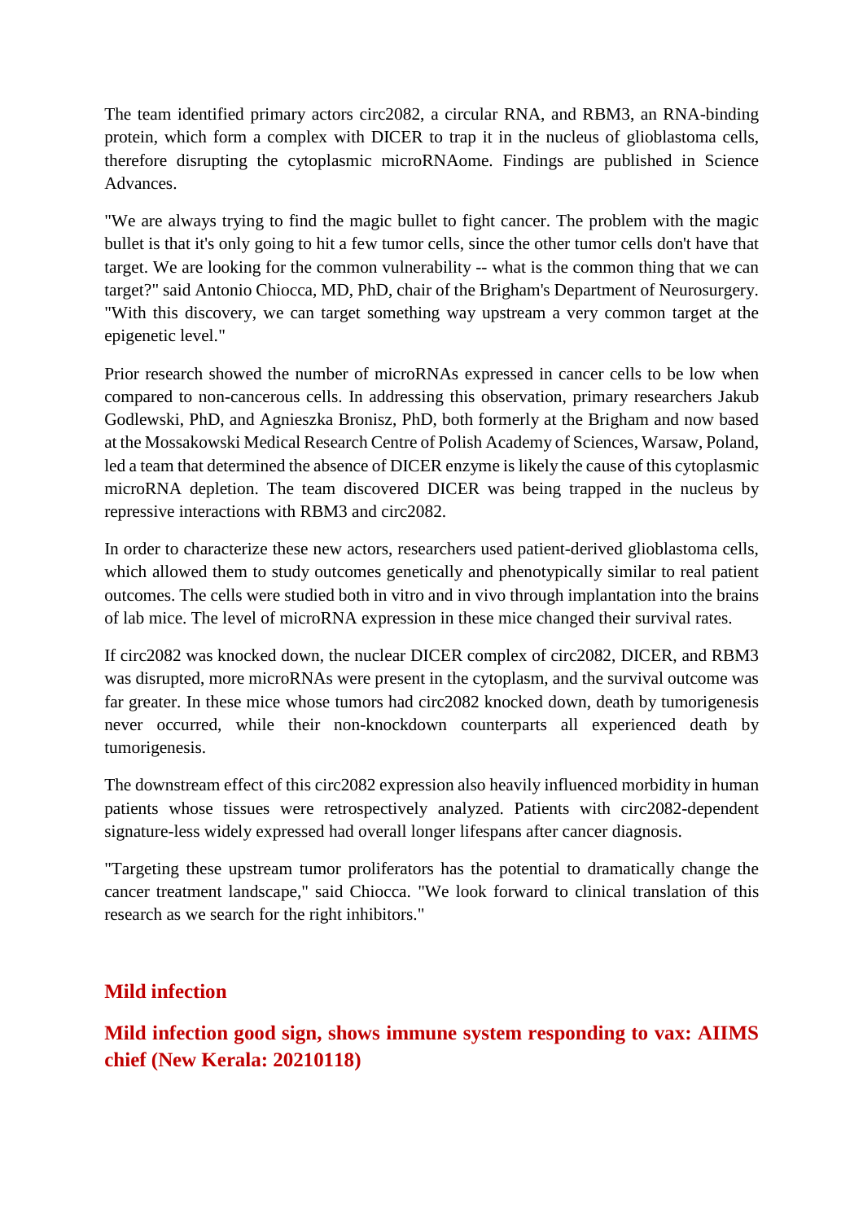The team identified primary actors circ2082, a circular RNA, and RBM3, an RNA-binding protein, which form a complex with DICER to trap it in the nucleus of glioblastoma cells, therefore disrupting the cytoplasmic microRNAome. Findings are published in Science Advances.

"We are always trying to find the magic bullet to fight cancer. The problem with the magic bullet is that it's only going to hit a few tumor cells, since the other tumor cells don't have that target. We are looking for the common vulnerability -- what is the common thing that we can target?" said Antonio Chiocca, MD, PhD, chair of the Brigham's Department of Neurosurgery. "With this discovery, we can target something way upstream a very common target at the epigenetic level."

Prior research showed the number of microRNAs expressed in cancer cells to be low when compared to non-cancerous cells. In addressing this observation, primary researchers Jakub Godlewski, PhD, and Agnieszka Bronisz, PhD, both formerly at the Brigham and now based at the Mossakowski Medical Research Centre of Polish Academy of Sciences, Warsaw, Poland, led a team that determined the absence of DICER enzyme is likely the cause of this cytoplasmic microRNA depletion. The team discovered DICER was being trapped in the nucleus by repressive interactions with RBM3 and circ2082.

In order to characterize these new actors, researchers used patient-derived glioblastoma cells, which allowed them to study outcomes genetically and phenotypically similar to real patient outcomes. The cells were studied both in vitro and in vivo through implantation into the brains of lab mice. The level of microRNA expression in these mice changed their survival rates.

If circ2082 was knocked down, the nuclear DICER complex of circ2082, DICER, and RBM3 was disrupted, more microRNAs were present in the cytoplasm, and the survival outcome was far greater. In these mice whose tumors had circ2082 knocked down, death by tumorigenesis never occurred, while their non-knockdown counterparts all experienced death by tumorigenesis.

The downstream effect of this circ2082 expression also heavily influenced morbidity in human patients whose tissues were retrospectively analyzed. Patients with circ2082-dependent signature-less widely expressed had overall longer lifespans after cancer diagnosis.

"Targeting these upstream tumor proliferators has the potential to dramatically change the cancer treatment landscape," said Chiocca. "We look forward to clinical translation of this research as we search for the right inhibitors."

## Mild infection

## Mild infection good sign, shows immune system responding to vax: AIIMS chief (New Kerala: 20210118)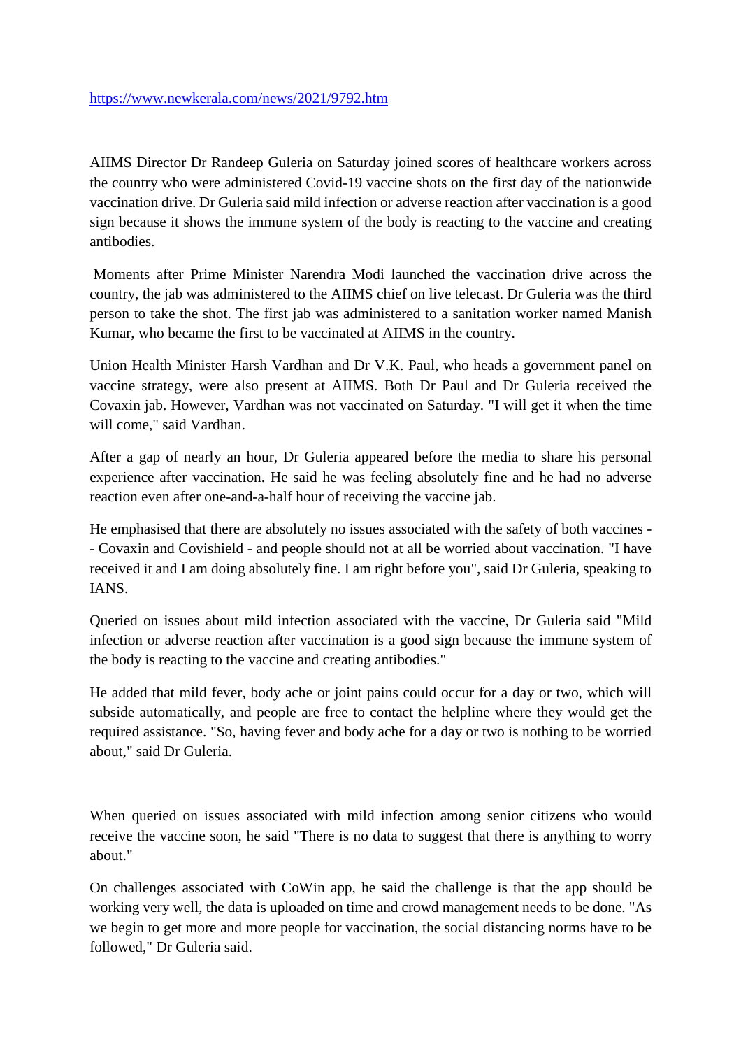https://www.newkerala.com/news/2021/9792.htm

AIIMS Director Dr Randeep Guleria on Saturday joined scores of healthcare workers across the country who were administered Covid-19 vaccine shots on the first day of the nationwide vaccination drive. Dr Guleria said mild infection or adverse reaction after vaccination is a good sign because it shows the immune system of the body is reacting to the vaccine and creating antibodies.

Moments after Prime Minister Narendra Modi launched the vaccination drive across the country, the jab was administered to the AIIMS chief on live telecast. Dr Guleria was the third person to take the shot. The first jab was administered to a sanitation worker named Manish Kumar, who became the first to be vaccinated at AIIMS in the country.

Union Health Minister Harsh Vardhan and Dr V.K. Paul, who heads a government panel on vaccine strategy, were also present at AIIMS. Both Dr Paul and Dr Guleria received the Covaxin jab. However, Vardhan was not vaccinated on Saturday. "I will get it when the time will come," said Vardhan.

After a gap of nearly an hour, Dr Guleria appeared before the media to share his personal experience after vaccination. He said he was feeling absolutely fine and he had no adverse reaction even after one-and-a-half hour of receiving the vaccine jab.

He emphasised that there are absolutely no issues associated with the safety of both vaccines -- Covaxin and Covishield - and people should not at all be worried about vaccination. "I have received it and I am doing absolutely fine. I am right before you", said Dr Guleria, speaking to IANS.

Queried on issues about mild infection associated with the vaccine, Dr Guleria said "Mild infection or adverse reaction after vaccination is a good sign because the immune system of the body is reacting to the vaccine and creating antibodies."

He added that mild fever, body ache or joint pains could occur for a day or two, which will subside automatically, and people are free to contact the helpline where they would get the required assistance. "So, having fever and body ache for a day or two is nothing to be worried about," said Dr Guleria.

When queried on issues associated with mild infection among senior citizens who would receive the vaccine soon, he said "There is no data to suggest that there is anything to worry about."

On challenges associated with CoWin app, he said the challenge is that the app should be working very well, the data is uploaded on time and crowd management needs to be done. "As we begin to get more and more people for vaccination, the social distancing norms have to be followed," Dr Guleria said.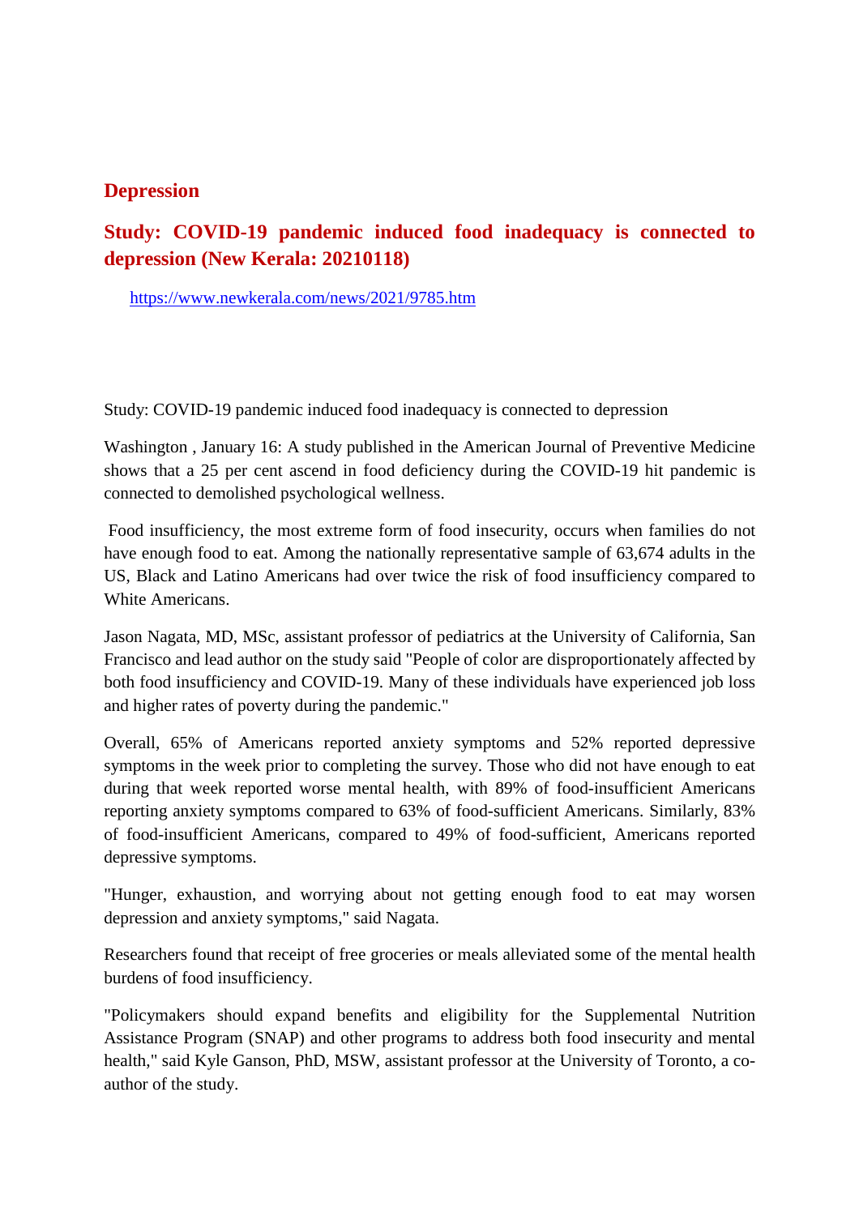## Depression

### Study: COVID-19 pandemic induced food inadequacy is connected to depression (New Kerala: 20210118)

https://www.newkerala.com/news/2021/9785.htm

Study: COVID-19 pandemic induced food inadequacy is connected to depression

Washington , January 16: A study published in the American Journal of Preventive Medicine shows that a 25 per cent ascend in food deficiency during the COVID-19 hit pandemic is connected to demolished psychological wellness.

Food insufficiency, the most extreme form of food insecurity, occurs when families do not have enough food to eat. Among the nationally representative sample of 63,674 adults in the US, Black and Latino Americans had over twice the risk of food insufficiency compared to White Americans.

Jason Nagata, MD, MSc, assistant professor of pediatrics at the University of California, San Francisco and lead author on the study said "People of color are disproportionately affected by both food insufficiency and COVID-19. Many of these individuals have experienced job loss and higher rates of poverty during the pandemic."

Overall, 65% of Americans reported anxiety symptoms and 52% reported depressive symptoms in the week prior to completing the survey. Those who did not have enough to eat during that week reported worse mental health, with 89% of food-insufficient Americans reporting anxiety symptoms compared to 63% of food-sufficient Americans. Similarly, 83% of food-insufficient Americans, compared to 49% of food-sufficient, Americans reported depressive symptoms.

"Hunger, exhaustion, and worrying about not getting enough food to eat may worsen depression and anxiety symptoms," said Nagata.

Researchers found that receipt of free groceries or meals alleviated some of the mental health burdens of food insufficiency.

"Policymakers should expand benefits and eligibility for the Supplemental Nutrition Assistance Program (SNAP) and other programs to address both food insecurity and mental health," said Kyle Ganson, PhD, MSW, assistant professor at the University of Toronto, a co-author of the study.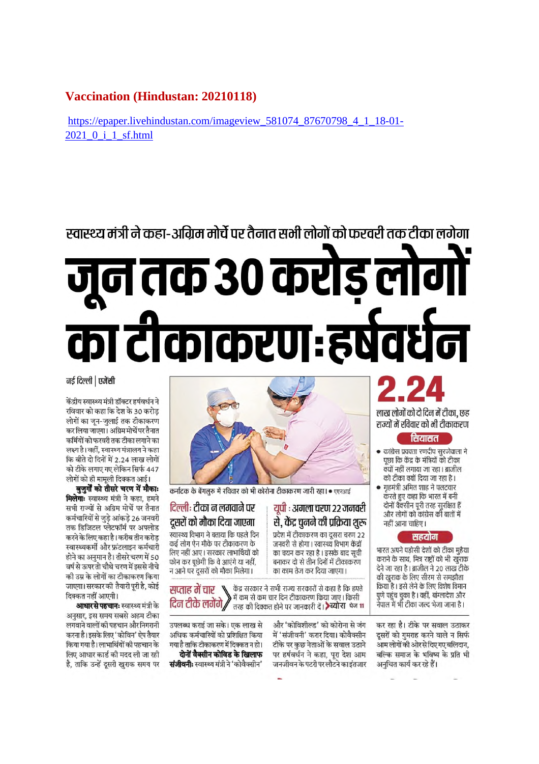**Vaccination (Hindustan: 20210118)**

https://epaper.livehindustan.com/imageview_581074_87670798_4_1_18-01-2021_0_i_1_sf.html

## स्वास्थ्य मंत्री ने कहा-अग्रिम मोर्चे पर तैनात सभी लोगों को फरवरी तक टीका लगेगा

# जून तक 30 करोड़ लोगों का टीकाकरण:हर्षवर्धन

नई दिल्ली | एजेंसी

केंद्रीय स्वास्थ्य मंत्री डॉक्टर हर्षवर्धन ने रविवार को कहा कि देश के 30 करोड़ लोगों का जून-जुलाई तक टीकाकरण कर लिया जाएगा। अग्रिम मोर्चे पर तैनात कर्मियों को फरवरी तक टीका लगाने का लक्ष्य है। वहीं, स्वास्थ्य मंत्रालय ने कहा कि बीते दो दिनों में 2.24 लाख लोगों को टीके लगाए गए लेकिन सिर्फ 447 लोगों को ही मामूली दिक्कत आई।

**बुजुर्गों को तीसरे चरण में मौका मिलेगा:** स्वास्थ्य मंत्री ने कहा, हमने सभी राज्यों से अग्रिम मोर्चे पर तैनात कर्मचारियों से जुड़े आंकड़े 26 जनवरी तक डिजिटल प्लेटफॉर्म पर अपलोड करने के लिए कहा है। करीब तीन करोड़ स्वास्थ्यकर्मी और फ्रंटलाइन कर्मचारी होने का अनुमान है। तीसरे चरण में 50 वर्ष से ऊपर तो चौथे चरण में इससे नीचे की उम्र के लोगों का टीकाकरण किया जाएगा। सरकार की तैयारी पूरी है, कोई दिक्कत नहीं आएगी।

**आधार से पहचान:** स्वास्थ्य मंत्री के अनुसार, इस समय सबसे अहम टीका लगवाने वालों की पहचान और निगरानी करना है। इसके लिए 'कोविन' ऐप तैयार किया गया है। लाभार्थियों की पहचान के लिए आधार कार्ड की मदद ली जा रही है, ताकि उन्हें दूसरी खुराक समय पर उपलब्ध कराई जा सके। एक लाख से अधिक कर्मचारियों को प्रशिक्षित किया गया है ताकि टीकाकरण में दिक्कत न हो।

**दोनों वैक्सीन कोविड के खिलाफ संजीवनी:** स्वास्थ्य मंत्री ने 'कोवैक्सीन' और 'कोविशील्ड' को कोरोना से जंग में 'संजीवनी' करार दिया। कोवैक्सीन टीके पर कुछ नेताओं के सवाल उठाने पर हर्षवर्धन ने कहा, पूरा देश आम जनजीवन के पटरी पर लौटने का इंतजार कर रहा है। टीके पर सवाल उठाकर दूसरों को गुमराह करने वाले न सिर्फ आम लोगों की ओर से दिए गए बलिदान, बल्कि समाज के भविष्य के प्रति भी अनुचित कार्य कर रहे हैं।

कर्नाटक के बेंगलुरु में रविवार को भी कोरोना टीकाकरण जारी रहा। • एएनआई

### दिल्ली: टीका न लगवाने पर दूसरों को मौका दिया जाएगा

स्वास्थ्य विभाग ने बताया कि पहले दिन कई लोग ऐन मौके पर टीकाकरण के लिए नहीं आए। सरकार लाभार्थियों को फोन कर पूछेगी कि वे आएंगे या नहीं, न आने पर दूसरों को मौका मिलेगा।

### यूपी: अगला चरण 22 जनवरी से, केंद्र चुनने की प्रक्रिया शुरू

प्रदेश में टीकाकरण का दूसरा चरण 22 जनवरी से होगा। स्वास्थ्य विभाग केंद्रों का चयन कर रहा है। इसके बाद सूची बनाकर दो से तीन दिनों में टीकाकरण का काम तेज कर दिया जाएगा।

### सप्ताह में चार दिन टीके लगेंगे

केंद्र सरकार ने सभी राज्य सरकारों से कहा है कि हफ्ते में कम से कम चार दिन टीकाकरण किया जाए। किसी तरह की दिक्कत होने पर जानकारी दें। ब्योरा पेज 11

## 2.24

लाख लोगों को दो दिन में टीका, छह राज्यों में रविवार को भी टीकाकरण

### सियासत

- कांग्रेस प्रवक्ता रणदीप सुरजेवाला ने पूछा कि केंद्र के मंत्रियों को टीका क्यों नहीं लगाया जा रहा। ब्राजील को टीका क्यों दिया जा रहा है।
- गृहमंत्री अमित शाह ने पलटवार करते हुए कहा कि भारत में बनी दोनों वैक्सीन पूरी तरह सुरक्षित हैं और लोगों को कांग्रेस की बातों में नहीं आना चाहिए।

### सहयोग

भारत अपने पड़ोसी देशों को टीका मुहैया कराने के साथ, मित्र राष्ट्रों को भी खुराक देने जा रहा है। ब्राजील ने 20 लाख टीके की खुराक के लिए सीरम से समझौता किया है। इसे लेने के लिए विशेष विमान पुणे पहुंच चुका है। वहीं, बांग्लादेश और नेपाल में भी टीका जल्द भेजा जाना है।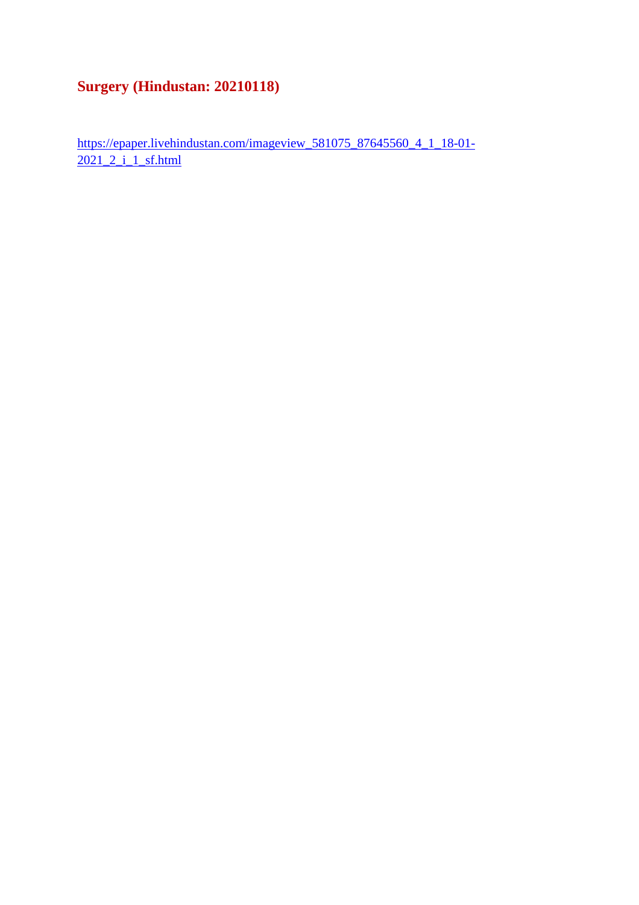## Surgery (Hindustan: 20210118)

https://epaper.livehindustan.com/imageview_581075_87645560_4_1_18-01-2021_2_i_1_sf.html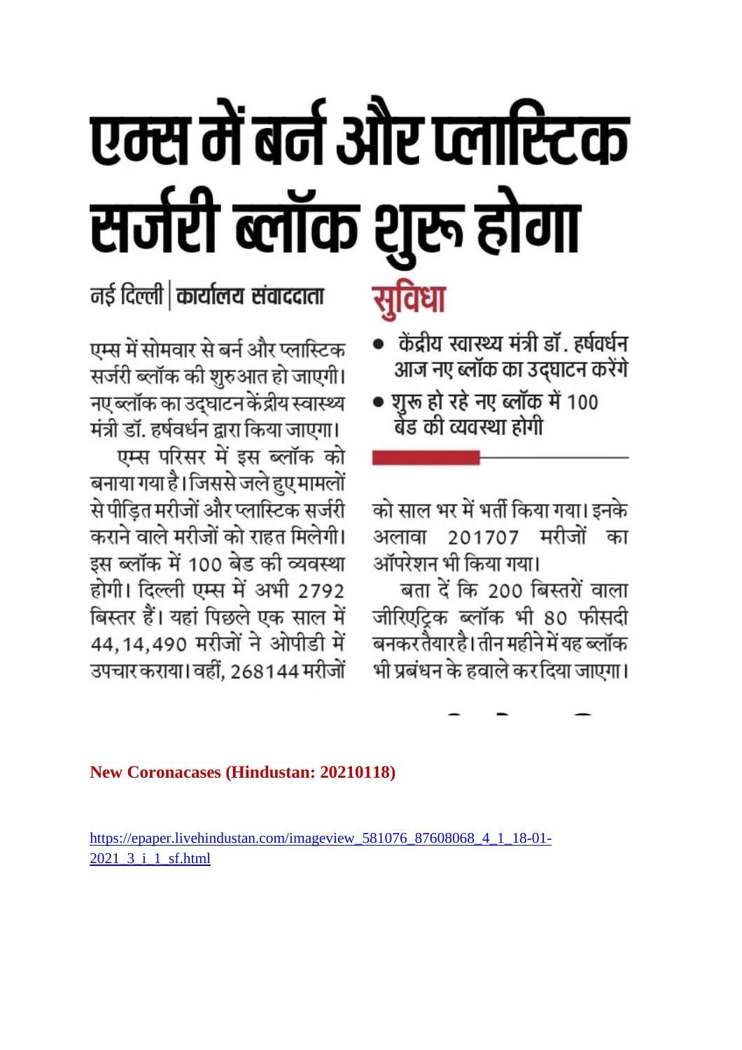# एम्स में बर्न और प्लास्टिक सर्जरी ब्लॉक शुरू होगा

नई दिल्ली | **कार्यालय संवाददाता**

## सुविधा

- केंद्रीय स्वास्थ्य मंत्री डॉ. हर्षवर्धन आज नए ब्लॉक का उद्घाटन करेंगे
- शुरू हो रहे नए ब्लॉक में 100 बेड की व्यवस्था होगी

एम्स में सोमवार से बर्न और प्लास्टिक सर्जरी ब्लॉक की शुरुआत हो जाएगी। नए ब्लॉक का उद्घाटन केंद्रीय स्वास्थ्य मंत्री डॉ. हर्षवर्धन द्वारा किया जाएगा।

एम्स परिसर में इस ब्लॉक को बनाया गया है। जिससे जले हुए मामलों से पीड़ित मरीजों और प्लास्टिक सर्जरी कराने वाले मरीजों को राहत मिलेगी। इस ब्लॉक में 100 बेड की व्यवस्था होगी। दिल्ली एम्स में अभी 2792 बिस्तर हैं। यहां पिछले एक साल में 44,14,490 मरीजों ने ओपीडी में उपचार कराया। वहीं, 268144 मरीजों को साल भर में भर्ती किया गया। इनके अलावा 201707 मरीजों का ऑपरेशन भी किया गया।

बता दें कि 200 बिस्तरों वाला जीरिएट्रिक ब्लॉक भी 80 फीसदी बनकर तैयार है। तीन महीने में यह ब्लॉक भी प्रबंधन के हवाले कर दिया जाएगा।

**New Coronacases (Hindustan: 20210118)**

https://epaper.livehindustan.com/imageview_581076_87608068_4_1_18-01-2021_3_i_1_sf.html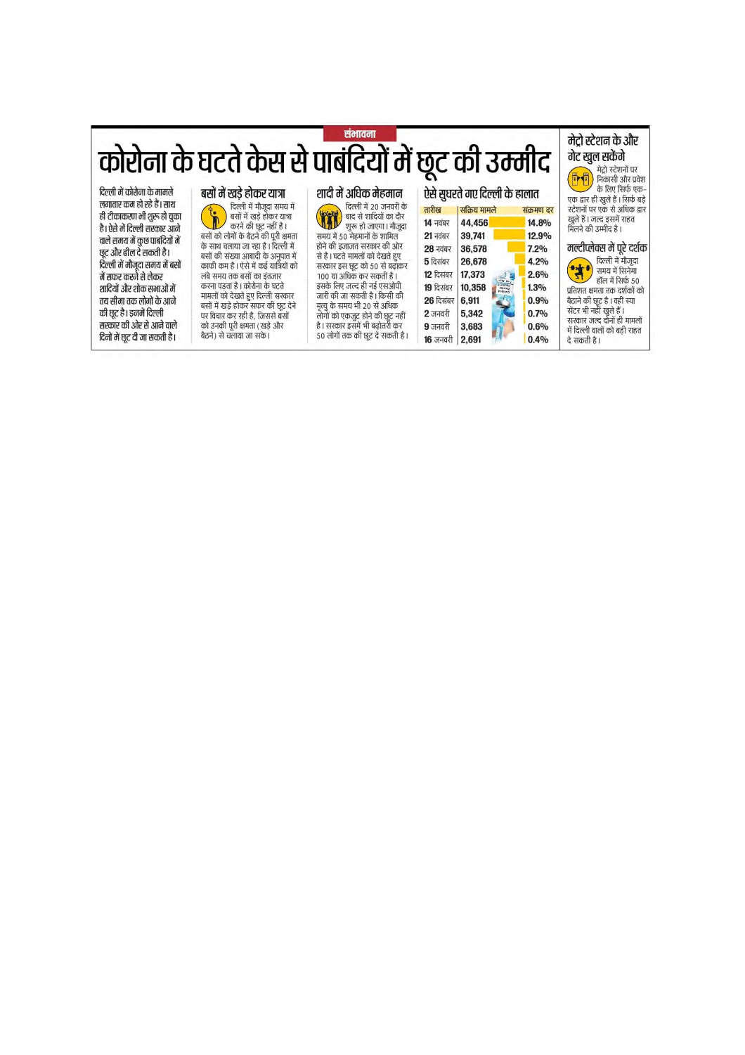संभावना

# कोरोना के घटते केस से पाबंदियों में छूट की उम्मीद

**दिल्ली में कोरोना के मामले लगातार कम हो रहे हैं। साथ ही टीकाकरण भी शुरू हो चुका है। ऐसे में दिल्ली सरकार आने वाले समय में कुछ पाबंदियों में छूट और ढील दे सकती है। दिल्ली में मौजूदा समय में बसों में सफर करने से लेकर शादियों और शोक सभाओं में तय सीमा तक लोगों के आने की छूट है। इनमें दिल्ली सरकार की ओर से आने वाले दिनों में छूट दी जा सकती है।**

## बसों में खड़े होकर यात्रा

दिल्ली में मौजूदा समय में बसों में खड़े होकर यात्रा करने की छूट नहीं है। बसों को लोगों के बैठने की पूरी क्षमता के साथ चलाया जा रहा है। दिल्ली में बसों की संख्या आबादी के अनुपात में काफी कम है। ऐसे में कई यात्रियों को लंबे समय तक बसों का इंतजार करना पड़ता है। कोरोना के घटते मामलों को देखते हुए दिल्ली सरकार बसों में खड़े होकर सफर की छूट देने पर विचार कर रही है, जिससे बसों को उनकी पूरी क्षमता (खड़े और बैठने) से चलाया जा सके।

## शादी में अधिक मेहमान

दिल्ली में 20 जनवरी के बाद से शादियों का दौर शुरू हो जाएगा। मौजूदा समय में 50 मेहमानों के शामिल होने की इजाजत सरकार की ओर से है। घटते मामलों को देखते हुए सरकार इस छूट को 50 से बढ़ाकर 100 या अधिक कर सकती है। इसके लिए जल्द ही नई एसओपी जारी की जा सकती है। किसी की मृत्यु के समय भी 20 से अधिक लोगों को एकजुट होने की छूट नहीं है। सरकार इसमें भी बढ़ोतरी कर 50 लोगों तक की छूट दे सकती है।

## ऐसे सुधरते गए दिल्ली के हालात

| तारीख | सक्रिय मामले | संक्रमण दर |
|---|---|---|
| 14 नवंबर | 44,456 | 14.8% |
| 21 नवंबर | 39,741 | 12.9% |
| 28 नवंबर | 36,578 | 7.2% |
| 5 दिसंबर | 26,678 | 4.2% |
| 12 दिसंबर | 17,373 | 2.6% |
| 19 दिसंबर | 10,358 | 1.3% |
| 26 दिसंबर | 6,911 | 0.9% |
| 2 जनवरी | 5,342 | 0.7% |
| 9 जनवरी | 3,683 | 0.6% |
| 16 जनवरी | 2,691 | 0.4% |

## मेट्रो स्टेशन के और गेट खुल सकेंगे

मेट्रो स्टेशनों पर निकासी और प्रवेश के लिए सिर्फ एक-एक द्वार ही खुले हैं। सिर्फ बड़े स्टेशनों पर एक से अधिक द्वार खुले हैं। जल्द इसमें राहत मिलने की उम्मीद है।

## मल्टीप्लेक्स में पूरे दर्शक

दिल्ली में मौजूदा समय में सिनेमा हॉल में सिर्फ 50 प्रतिशत क्षमता तक दर्शकों को बैठाने की छूट है। वहीं स्पा सेंटर भी नहीं खुले हैं। सरकार जल्द दोनों ही मामलों में दिल्ली वालों को बड़ी राहत दे सकती है।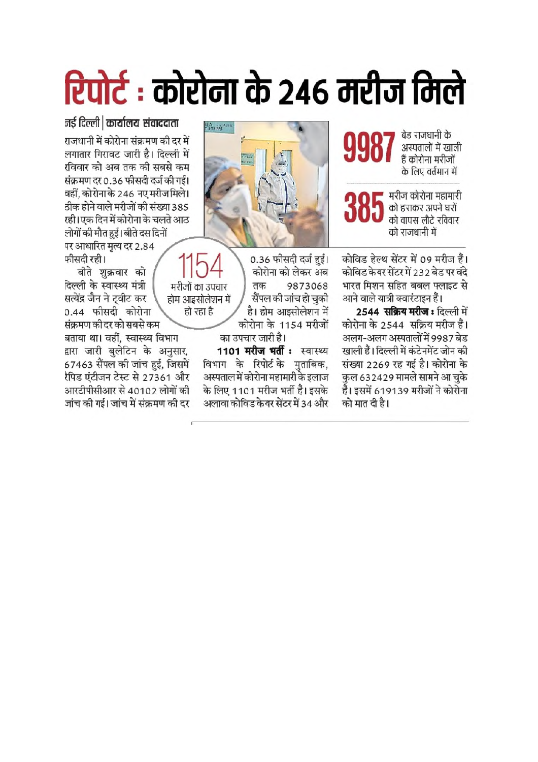# रिपोर्ट : कोरोना के 246 मरीज मिले

**नई दिल्ली | कार्यालय संवाददाता**

राजधानी में कोरोना संक्रमण की दर में लगातार गिरावट जारी है। दिल्ली में रविवार को अब तक की सबसे कम संक्रमण दर 0.36 फीसदी दर्ज की गई। वहीं, कोरोना के 246 नए मरीज मिले। ठीक होने वाले मरीजों की संख्या 385 रही। एक दिन में कोरोना के चलते आठ लोगों की मौत हुई। बीते दस दिनों पर आधारित मृत्यु दर 2.84 फीसदी रही।

बीते शुक्रवार को दिल्ली के स्वास्थ्य मंत्री सत्येंद्र जैन ने ट्वीट कर 0.44 फीसदी कोरोना संक्रमण की दर को सबसे कम बताया था। वहीं, स्वास्थ्य विभाग द्वारा जारी बुलेटिन के अनुसार, 67463 सैंपल की जांच हुई, जिसमें रैपिड एंटीजन टेस्ट से 27361 और आरटीपीसीआर से 40102 लोगों की जांच की गई। जांच में संक्रमण की दर 0.36 फीसदी दर्ज हुई। कोरोना को लेकर अब तक 9873068 सैंपल की जांच हो चुकी है। होम आइसोलेशन में कोरोना के 1154 मरीजों का उपचार जारी है।

**1154** मरीजों का उपचार होम आइसोलेशन में हो रहा है

**1101 मरीज भर्ती :** स्वास्थ्य विभाग के रिपोर्ट के मुताबिक, अस्पताल में कोरोना महामारी के इलाज के लिए 1101 मरीज भर्ती हैं। इसके अलावा कोविड केयर सेंटर में 34 और कोविड हेल्थ सेंटर में 09 मरीज हैं। कोविड केयर सेंटर में 232 बेड पर वंदे भारत मिशन सहित बबल फ्लाइट से आने वाले यात्री क्वारंटाइन हैं।

**2544 सक्रिय मरीज :** दिल्ली में कोरोना के 2544 सक्रिय मरीज हैं। अलग-अलग अस्पतालों में 9987 बेड खाली हैं। दिल्ली में कंटेनमेंट जोन की संख्या 2269 रह गई है। कोरोना के कुल 632429 मामले सामने आ चुके हैं। इसमें 619139 मरीजों ने कोरोना को मात दी है।

**9987** बेड राजधानी के अस्पतालों में खाली हैं कोरोना मरीजों के लिए वर्तमान में

**385** मरीज कोरोना महामारी को हराकर अपने घरों को वापस लौटे रविवार को राजधानी में